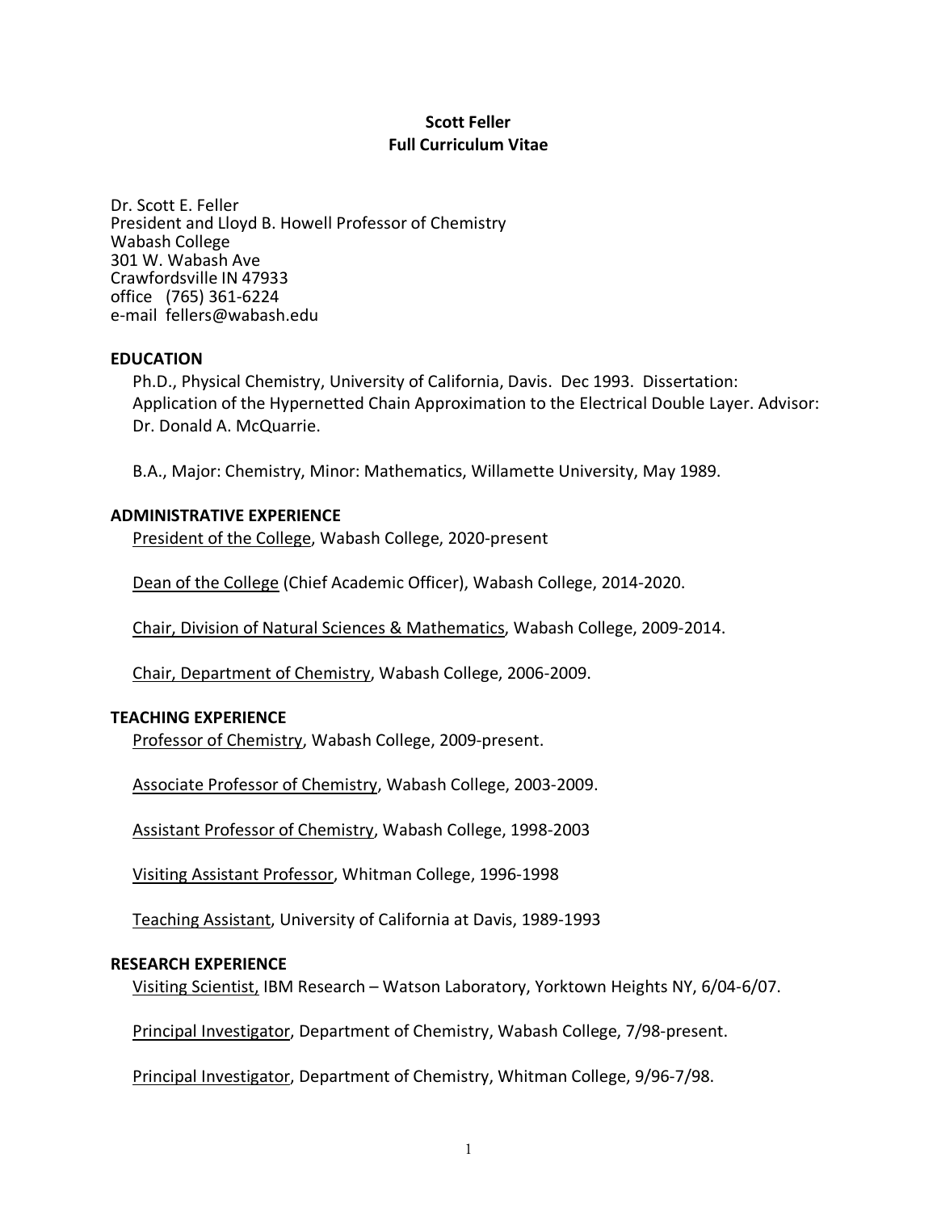# Scott Feller
## Full Curriculum Vitae

Dr. Scott E. Feller
President and Lloyd B. Howell Professor of Chemistry
Wabash College
301 W. Wabash Ave
Crawfordsville IN 47933
office (765) 361-6224
e-mail fellers@wabash.edu

### EDUCATION

Ph.D., Physical Chemistry, University of California, Davis. Dec 1993. Dissertation: Application of the Hypernetted Chain Approximation to the Electrical Double Layer. Advisor: Dr. Donald A. McQuarrie.

B.A., Major: Chemistry, Minor: Mathematics, Willamette University, May 1989.

### ADMINISTRATIVE EXPERIENCE

President of the College, Wabash College, 2020-present

Dean of the College (Chief Academic Officer), Wabash College, 2014-2020.

Chair, Division of Natural Sciences & Mathematics, Wabash College, 2009-2014.

Chair, Department of Chemistry, Wabash College, 2006-2009.

### TEACHING EXPERIENCE

Professor of Chemistry, Wabash College, 2009-present.

Associate Professor of Chemistry, Wabash College, 2003-2009.

Assistant Professor of Chemistry, Wabash College, 1998-2003

Visiting Assistant Professor, Whitman College, 1996-1998

Teaching Assistant, University of California at Davis, 1989-1993

### RESEARCH EXPERIENCE

Visiting Scientist, IBM Research – Watson Laboratory, Yorktown Heights NY, 6/04-6/07.

Principal Investigator, Department of Chemistry, Wabash College, 7/98-present.

Principal Investigator, Department of Chemistry, Whitman College, 9/96-7/98.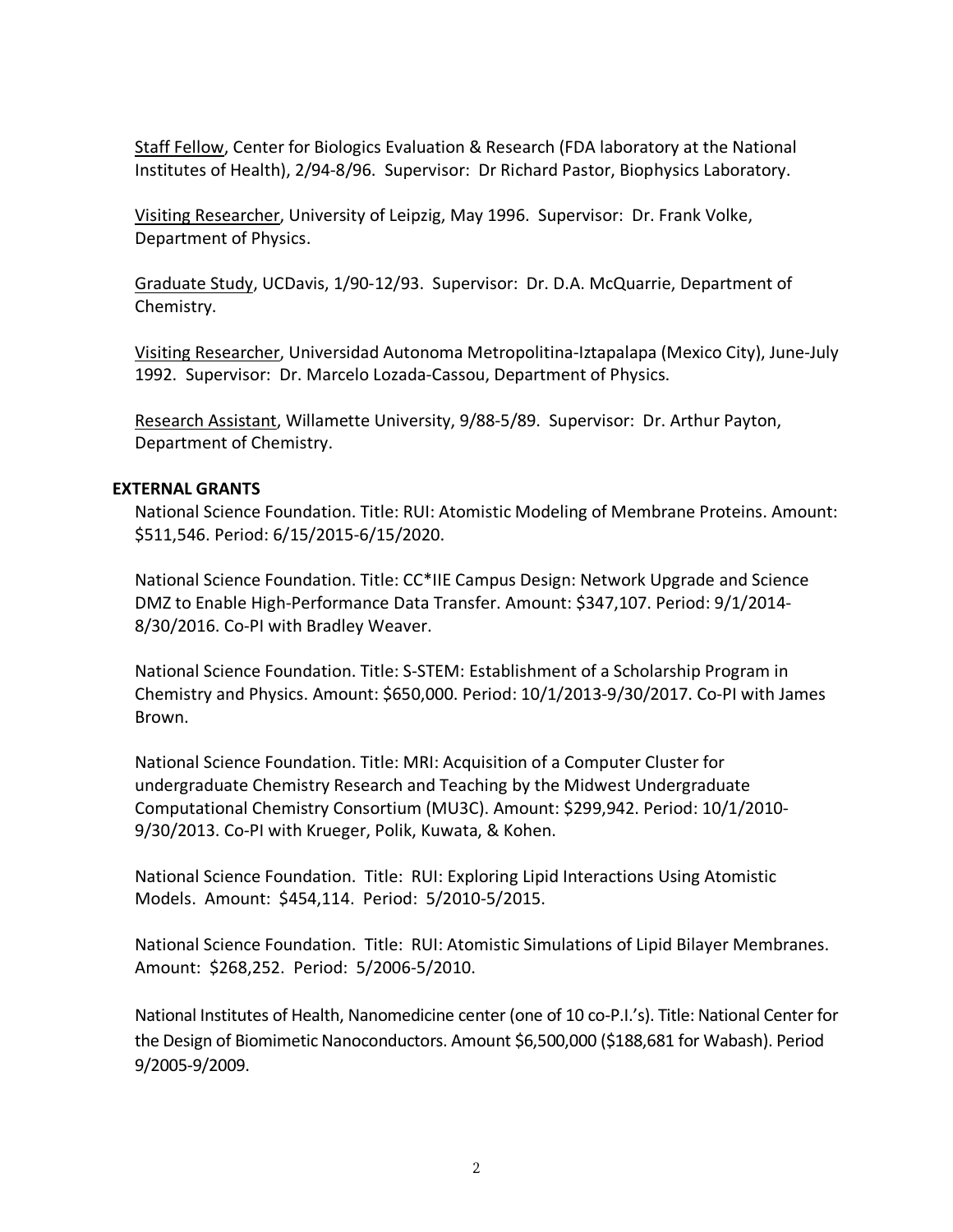<u>Staff Fellow</u>, Center for Biologics Evaluation & Research (FDA laboratory at the National Institutes of Health), 2/94-8/96. Supervisor: Dr Richard Pastor, Biophysics Laboratory.

<u>Visiting Researcher</u>, University of Leipzig, May 1996. Supervisor: Dr. Frank Volke, Department of Physics.

<u>Graduate Study</u>, UCDavis, 1/90-12/93. Supervisor: Dr. D.A. McQuarrie, Department of Chemistry.

<u>Visiting Researcher</u>, Universidad Autonoma Metropolitina-Iztapalapa (Mexico City), June-July 1992. Supervisor: Dr. Marcelo Lozada-Cassou, Department of Physics.

<u>Research Assistant</u>, Willamette University, 9/88-5/89. Supervisor: Dr. Arthur Payton, Department of Chemistry.

**EXTERNAL GRANTS**

National Science Foundation. Title: RUI: Atomistic Modeling of Membrane Proteins. Amount: $511,546. Period: 6/15/2015-6/15/2020.

National Science Foundation. Title: CC*IIE Campus Design: Network Upgrade and Science DMZ to Enable High-Performance Data Transfer. Amount: $347,107. Period: 9/1/2014-8/30/2016. Co-PI with Bradley Weaver.

National Science Foundation. Title: S-STEM: Establishment of a Scholarship Program in Chemistry and Physics. Amount: $650,000. Period: 10/1/2013-9/30/2017. Co-PI with James Brown.

National Science Foundation. Title: MRI: Acquisition of a Computer Cluster for undergraduate Chemistry Research and Teaching by the Midwest Undergraduate Computational Chemistry Consortium (MU3C). Amount: $299,942. Period: 10/1/2010-9/30/2013. Co-PI with Krueger, Polik, Kuwata, & Kohen.

National Science Foundation. Title: RUI: Exploring Lipid Interactions Using Atomistic Models. Amount: $454,114. Period: 5/2010-5/2015.

National Science Foundation. Title: RUI: Atomistic Simulations of Lipid Bilayer Membranes. Amount: $268,252. Period: 5/2006-5/2010.

National Institutes of Health, Nanomedicine center (one of 10 co-P.I.'s). Title: National Center for the Design of Biomimetic Nanoconductors. Amount $6,500,000 ($188,681 for Wabash). Period 9/2005-9/2009.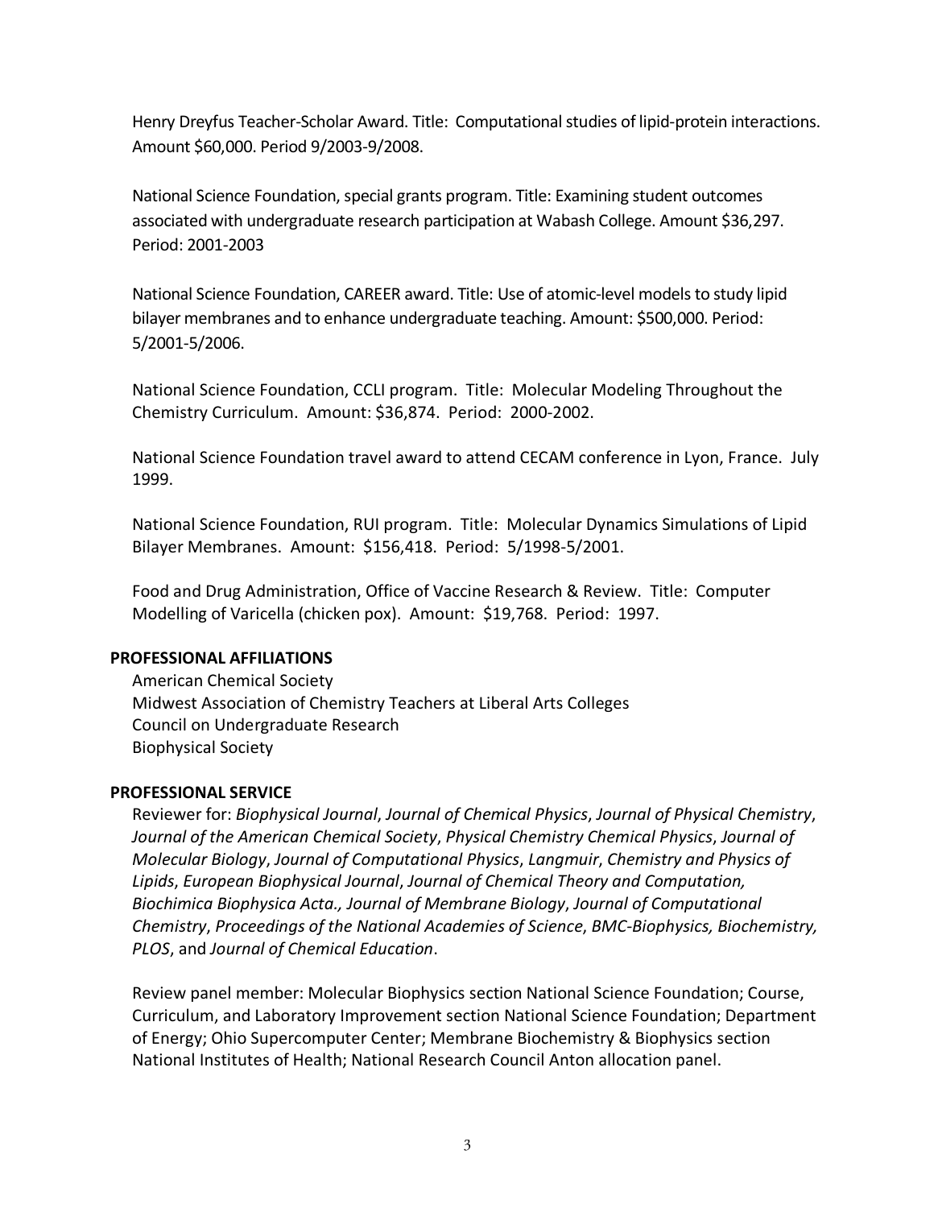Henry Dreyfus Teacher-Scholar Award. Title: Computational studies of lipid-protein interactions. Amount $60,000. Period 9/2003-9/2008.

National Science Foundation, special grants program. Title: Examining student outcomes associated with undergraduate research participation at Wabash College. Amount $36,297. Period: 2001-2003

National Science Foundation, CAREER award. Title: Use of atomic-level models to study lipid bilayer membranes and to enhance undergraduate teaching. Amount: $500,000. Period: 5/2001-5/2006.

National Science Foundation, CCLI program. Title: Molecular Modeling Throughout the Chemistry Curriculum. Amount: $36,874. Period: 2000-2002.

National Science Foundation travel award to attend CECAM conference in Lyon, France. July 1999.

National Science Foundation, RUI program. Title: Molecular Dynamics Simulations of Lipid Bilayer Membranes. Amount: $156,418. Period: 5/1998-5/2001.

Food and Drug Administration, Office of Vaccine Research & Review. Title: Computer Modelling of Varicella (chicken pox). Amount: $19,768. Period: 1997.

**PROFESSIONAL AFFILIATIONS**

American Chemical Society
Midwest Association of Chemistry Teachers at Liberal Arts Colleges
Council on Undergraduate Research
Biophysical Society

**PROFESSIONAL SERVICE**

Reviewer for: *Biophysical Journal*, *Journal of Chemical Physics*, *Journal of Physical Chemistry*, *Journal of the American Chemical Society*, *Physical Chemistry Chemical Physics*, *Journal of Molecular Biology*, *Journal of Computational Physics*, *Langmuir*, *Chemistry and Physics of Lipids*, *European Biophysical Journal*, *Journal of Chemical Theory and Computation, Biochimica Biophysica Acta., Journal of Membrane Biology*, *Journal of Computational Chemistry*, *Proceedings of the National Academies of Science*, *BMC-Biophysics, Biochemistry, PLOS*, and *Journal of Chemical Education*.

Review panel member: Molecular Biophysics section National Science Foundation; Course, Curriculum, and Laboratory Improvement section National Science Foundation; Department of Energy; Ohio Supercomputer Center; Membrane Biochemistry & Biophysics section National Institutes of Health; National Research Council Anton allocation panel.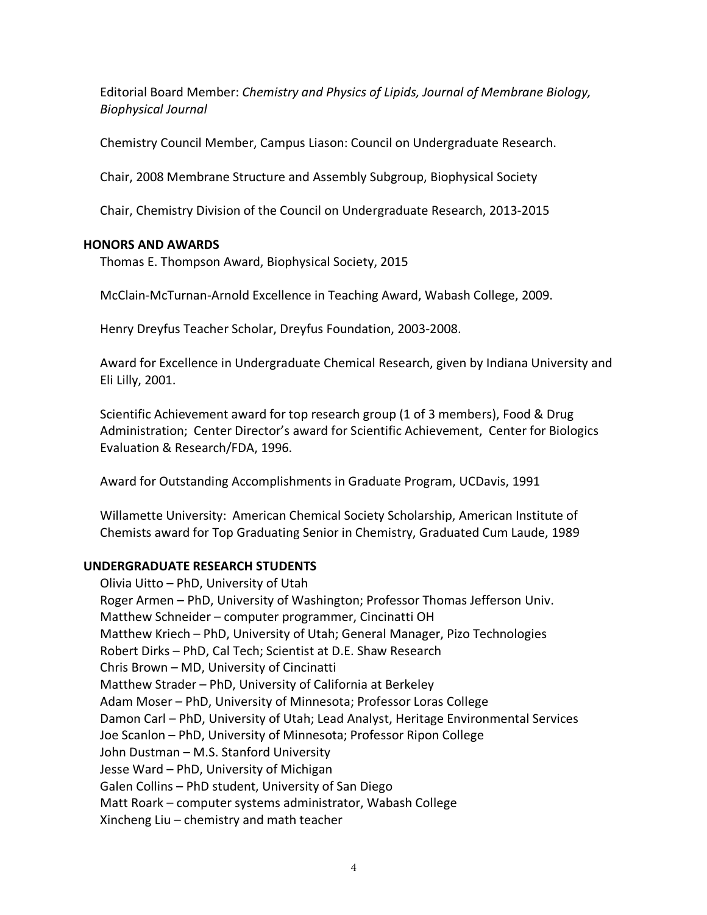Editorial Board Member: *Chemistry and Physics of Lipids, Journal of Membrane Biology, Biophysical Journal*

Chemistry Council Member, Campus Liason: Council on Undergraduate Research.

Chair, 2008 Membrane Structure and Assembly Subgroup, Biophysical Society

Chair, Chemistry Division of the Council on Undergraduate Research, 2013-2015

## HONORS AND AWARDS

Thomas E. Thompson Award, Biophysical Society, 2015

McClain-McTurnan-Arnold Excellence in Teaching Award, Wabash College, 2009.

Henry Dreyfus Teacher Scholar, Dreyfus Foundation, 2003-2008.

Award for Excellence in Undergraduate Chemical Research, given by Indiana University and Eli Lilly, 2001.

Scientific Achievement award for top research group (1 of 3 members), Food & Drug Administration; Center Director's award for Scientific Achievement, Center for Biologics Evaluation & Research/FDA, 1996.

Award for Outstanding Accomplishments in Graduate Program, UCDavis, 1991

Willamette University: American Chemical Society Scholarship, American Institute of Chemists award for Top Graduating Senior in Chemistry, Graduated Cum Laude, 1989

## UNDERGRADUATE RESEARCH STUDENTS

Olivia Uitto – PhD, University of Utah  
Roger Armen – PhD, University of Washington; Professor Thomas Jefferson Univ.  
Matthew Schneider – computer programmer, Cincinatti OH  
Matthew Kriech – PhD, University of Utah; General Manager, Pizo Technologies  
Robert Dirks – PhD, Cal Tech; Scientist at D.E. Shaw Research  
Chris Brown – MD, University of Cincinatti  
Matthew Strader – PhD, University of California at Berkeley  
Adam Moser – PhD, University of Minnesota; Professor Loras College  
Damon Carl – PhD, University of Utah; Lead Analyst, Heritage Environmental Services  
Joe Scanlon – PhD, University of Minnesota; Professor Ripon College  
John Dustman – M.S. Stanford University  
Jesse Ward – PhD, University of Michigan  
Galen Collins – PhD student, University of San Diego  
Matt Roark – computer systems administrator, Wabash College  
Xincheng Liu – chemistry and math teacher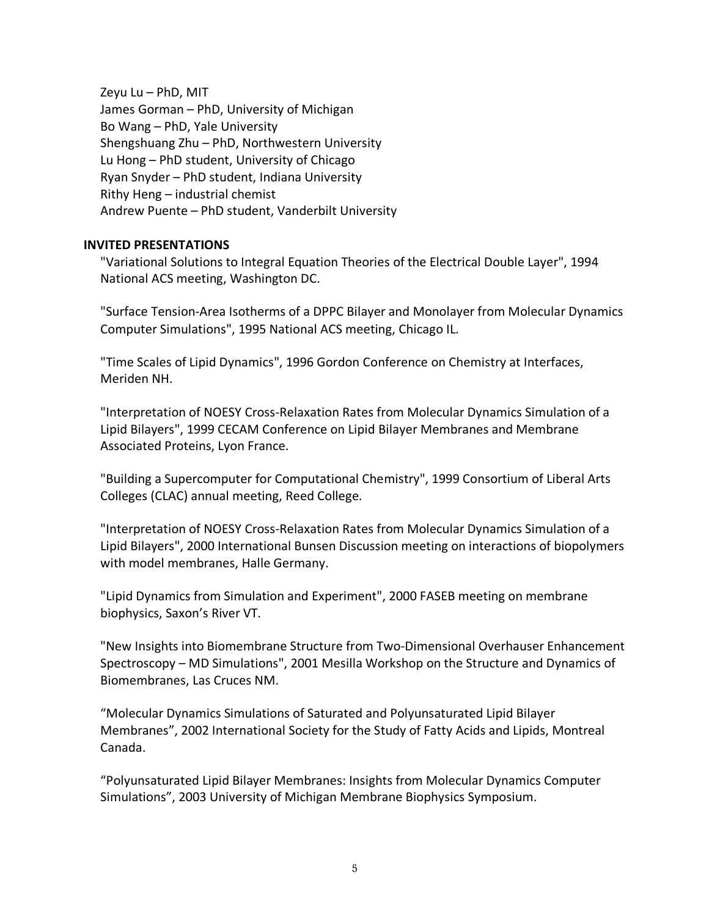Zeyu Lu – PhD, MIT
James Gorman – PhD, University of Michigan
Bo Wang – PhD, Yale University
Shengshuang Zhu – PhD, Northwestern University
Lu Hong – PhD student, University of Chicago
Ryan Snyder – PhD student, Indiana University
Rithy Heng – industrial chemist
Andrew Puente – PhD student, Vanderbilt University

**INVITED PRESENTATIONS**

"Variational Solutions to Integral Equation Theories of the Electrical Double Layer", 1994 National ACS meeting, Washington DC.

"Surface Tension-Area Isotherms of a DPPC Bilayer and Monolayer from Molecular Dynamics Computer Simulations", 1995 National ACS meeting, Chicago IL.

"Time Scales of Lipid Dynamics", 1996 Gordon Conference on Chemistry at Interfaces, Meriden NH.

"Interpretation of NOESY Cross-Relaxation Rates from Molecular Dynamics Simulation of a Lipid Bilayers", 1999 CECAM Conference on Lipid Bilayer Membranes and Membrane Associated Proteins, Lyon France.

"Building a Supercomputer for Computational Chemistry", 1999 Consortium of Liberal Arts Colleges (CLAC) annual meeting, Reed College.

"Interpretation of NOESY Cross-Relaxation Rates from Molecular Dynamics Simulation of a Lipid Bilayers", 2000 International Bunsen Discussion meeting on interactions of biopolymers with model membranes, Halle Germany.

"Lipid Dynamics from Simulation and Experiment", 2000 FASEB meeting on membrane biophysics, Saxon's River VT.

"New Insights into Biomembrane Structure from Two-Dimensional Overhauser Enhancement Spectroscopy – MD Simulations", 2001 Mesilla Workshop on the Structure and Dynamics of Biomembranes, Las Cruces NM.

"Molecular Dynamics Simulations of Saturated and Polyunsaturated Lipid Bilayer Membranes", 2002 International Society for the Study of Fatty Acids and Lipids, Montreal Canada.

"Polyunsaturated Lipid Bilayer Membranes: Insights from Molecular Dynamics Computer Simulations", 2003 University of Michigan Membrane Biophysics Symposium.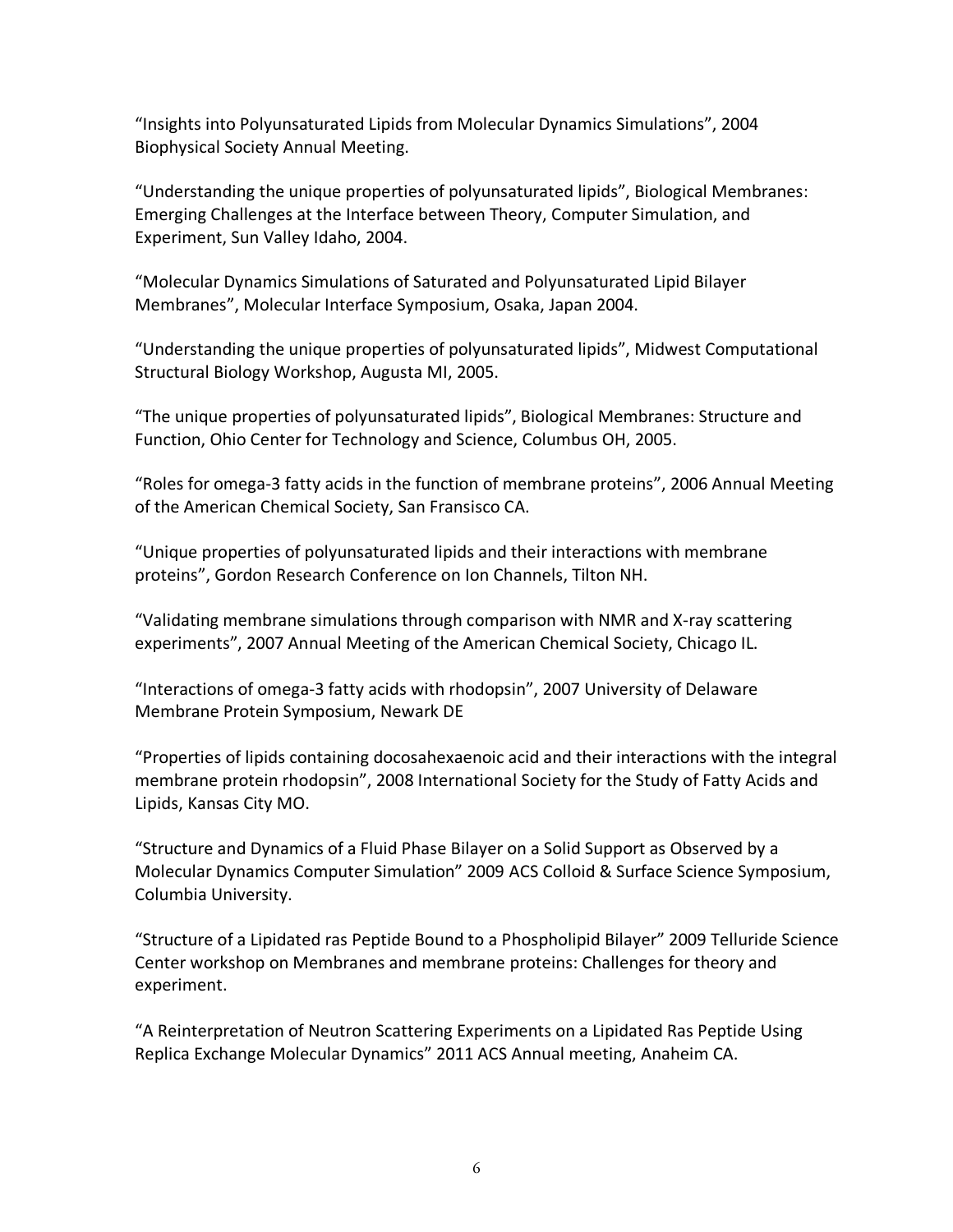"Insights into Polyunsaturated Lipids from Molecular Dynamics Simulations", 2004 Biophysical Society Annual Meeting.

"Understanding the unique properties of polyunsaturated lipids", Biological Membranes: Emerging Challenges at the Interface between Theory, Computer Simulation, and Experiment, Sun Valley Idaho, 2004.

"Molecular Dynamics Simulations of Saturated and Polyunsaturated Lipid Bilayer Membranes", Molecular Interface Symposium, Osaka, Japan 2004.

"Understanding the unique properties of polyunsaturated lipids", Midwest Computational Structural Biology Workshop, Augusta MI, 2005.

"The unique properties of polyunsaturated lipids", Biological Membranes: Structure and Function, Ohio Center for Technology and Science, Columbus OH, 2005.

"Roles for omega-3 fatty acids in the function of membrane proteins", 2006 Annual Meeting of the American Chemical Society, San Fransisco CA.

"Unique properties of polyunsaturated lipids and their interactions with membrane proteins", Gordon Research Conference on Ion Channels, Tilton NH.

"Validating membrane simulations through comparison with NMR and X-ray scattering experiments", 2007 Annual Meeting of the American Chemical Society, Chicago IL.

"Interactions of omega-3 fatty acids with rhodopsin", 2007 University of Delaware Membrane Protein Symposium, Newark DE

"Properties of lipids containing docosahexaenoic acid and their interactions with the integral membrane protein rhodopsin", 2008 International Society for the Study of Fatty Acids and Lipids, Kansas City MO.

"Structure and Dynamics of a Fluid Phase Bilayer on a Solid Support as Observed by a Molecular Dynamics Computer Simulation" 2009 ACS Colloid & Surface Science Symposium, Columbia University.

"Structure of a Lipidated ras Peptide Bound to a Phospholipid Bilayer" 2009 Telluride Science Center workshop on Membranes and membrane proteins: Challenges for theory and experiment.

"A Reinterpretation of Neutron Scattering Experiments on a Lipidated Ras Peptide Using Replica Exchange Molecular Dynamics" 2011 ACS Annual meeting, Anaheim CA.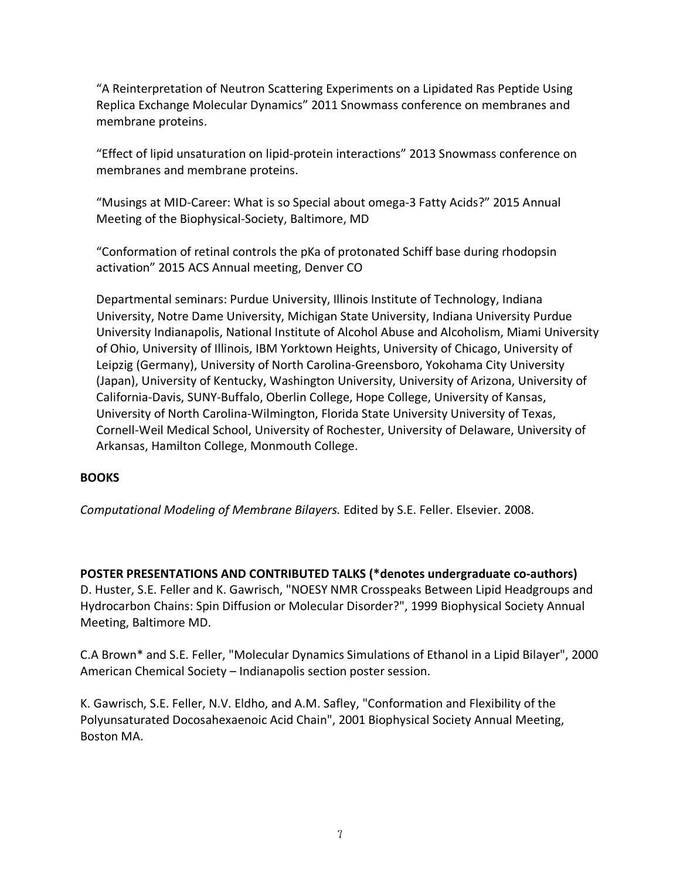"A Reinterpretation of Neutron Scattering Experiments on a Lipidated Ras Peptide Using Replica Exchange Molecular Dynamics" 2011 Snowmass conference on membranes and membrane proteins.

"Effect of lipid unsaturation on lipid-protein interactions" 2013 Snowmass conference on membranes and membrane proteins.

"Musings at MID-Career: What is so Special about omega-3 Fatty Acids?" 2015 Annual Meeting of the Biophysical-Society, Baltimore, MD

"Conformation of retinal controls the pKa of protonated Schiff base during rhodopsin activation" 2015 ACS Annual meeting, Denver CO

Departmental seminars: Purdue University, Illinois Institute of Technology, Indiana University, Notre Dame University, Michigan State University, Indiana University Purdue University Indianapolis, National Institute of Alcohol Abuse and Alcoholism, Miami University of Ohio, University of Illinois, IBM Yorktown Heights, University of Chicago, University of Leipzig (Germany), University of North Carolina-Greensboro, Yokohama City University (Japan), University of Kentucky, Washington University, University of Arizona, University of California-Davis, SUNY-Buffalo, Oberlin College, Hope College, University of Kansas, University of North Carolina-Wilmington, Florida State University University of Texas, Cornell-Weil Medical School, University of Rochester, University of Delaware, University of Arkansas, Hamilton College, Monmouth College.

**BOOKS**

*Computational Modeling of Membrane Bilayers.* Edited by S.E. Feller. Elsevier. 2008.

**POSTER PRESENTATIONS AND CONTRIBUTED TALKS (*denotes undergraduate co-authors)**

D. Huster, S.E. Feller and K. Gawrisch, "NOESY NMR Crosspeaks Between Lipid Headgroups and Hydrocarbon Chains: Spin Diffusion or Molecular Disorder?", 1999 Biophysical Society Annual Meeting, Baltimore MD.

C.A Brown* and S.E. Feller, "Molecular Dynamics Simulations of Ethanol in a Lipid Bilayer", 2000 American Chemical Society – Indianapolis section poster session.

K. Gawrisch, S.E. Feller, N.V. Eldho, and A.M. Safley, "Conformation and Flexibility of the Polyunsaturated Docosahexaenoic Acid Chain", 2001 Biophysical Society Annual Meeting, Boston MA.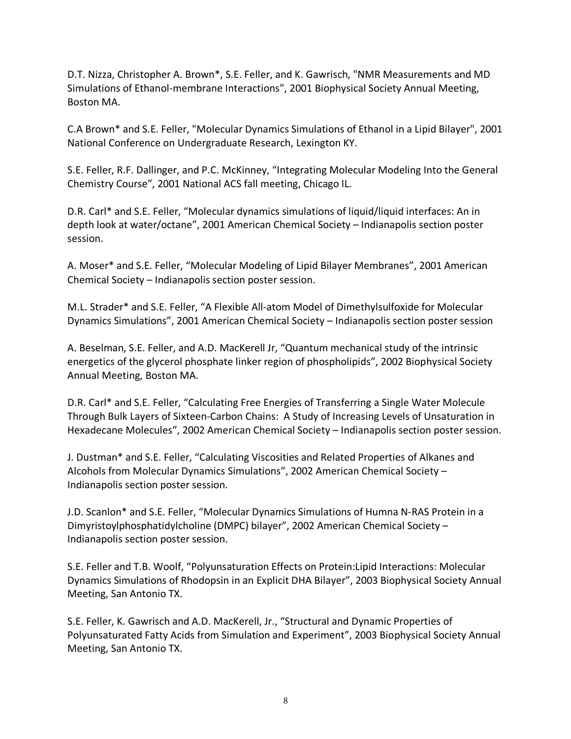D.T. Nizza, Christopher A. Brown*, S.E. Feller, and K. Gawrisch, "NMR Measurements and MD Simulations of Ethanol-membrane Interactions", 2001 Biophysical Society Annual Meeting, Boston MA.

C.A Brown* and S.E. Feller, "Molecular Dynamics Simulations of Ethanol in a Lipid Bilayer", 2001 National Conference on Undergraduate Research, Lexington KY.

S.E. Feller, R.F. Dallinger, and P.C. McKinney, "Integrating Molecular Modeling Into the General Chemistry Course", 2001 National ACS fall meeting, Chicago IL.

D.R. Carl* and S.E. Feller, "Molecular dynamics simulations of liquid/liquid interfaces: An in depth look at water/octane", 2001 American Chemical Society – Indianapolis section poster session.

A. Moser* and S.E. Feller, "Molecular Modeling of Lipid Bilayer Membranes", 2001 American Chemical Society – Indianapolis section poster session.

M.L. Strader* and S.E. Feller, "A Flexible All-atom Model of Dimethylsulfoxide for Molecular Dynamics Simulations", 2001 American Chemical Society – Indianapolis section poster session

A. Beselman, S.E. Feller, and A.D. MacKerell Jr, "Quantum mechanical study of the intrinsic energetics of the glycerol phosphate linker region of phospholipids", 2002 Biophysical Society Annual Meeting, Boston MA.

D.R. Carl* and S.E. Feller, "Calculating Free Energies of Transferring a Single Water Molecule Through Bulk Layers of Sixteen-Carbon Chains: A Study of Increasing Levels of Unsaturation in Hexadecane Molecules", 2002 American Chemical Society – Indianapolis section poster session.

J. Dustman* and S.E. Feller, "Calculating Viscosities and Related Properties of Alkanes and Alcohols from Molecular Dynamics Simulations", 2002 American Chemical Society – Indianapolis section poster session.

J.D. Scanlon* and S.E. Feller, "Molecular Dynamics Simulations of Humna N-RAS Protein in a Dimyristoylphosphatidylcholine (DMPC) bilayer", 2002 American Chemical Society – Indianapolis section poster session.

S.E. Feller and T.B. Woolf, "Polyunsaturation Effects on Protein:Lipid Interactions: Molecular Dynamics Simulations of Rhodopsin in an Explicit DHA Bilayer", 2003 Biophysical Society Annual Meeting, San Antonio TX.

S.E. Feller, K. Gawrisch and A.D. MacKerell, Jr., "Structural and Dynamic Properties of Polyunsaturated Fatty Acids from Simulation and Experiment", 2003 Biophysical Society Annual Meeting, San Antonio TX.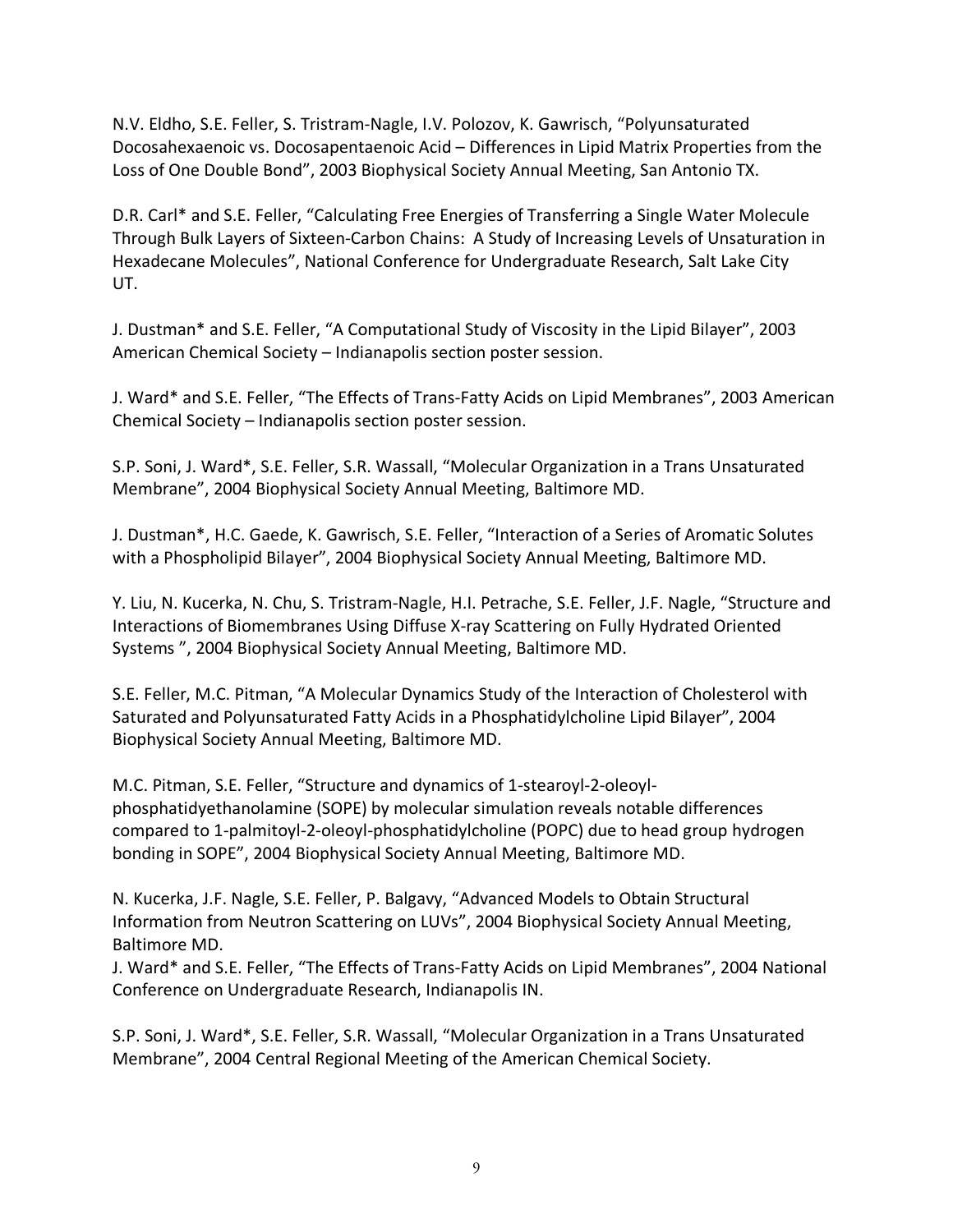N.V. Eldho, S.E. Feller, S. Tristram-Nagle, I.V. Polozov, K. Gawrisch, "Polyunsaturated Docosahexaenoic vs. Docosapentaenoic Acid – Differences in Lipid Matrix Properties from the Loss of One Double Bond", 2003 Biophysical Society Annual Meeting, San Antonio TX.

D.R. Carl* and S.E. Feller, "Calculating Free Energies of Transferring a Single Water Molecule Through Bulk Layers of Sixteen-Carbon Chains: A Study of Increasing Levels of Unsaturation in Hexadecane Molecules", National Conference for Undergraduate Research, Salt Lake City UT.

J. Dustman* and S.E. Feller, "A Computational Study of Viscosity in the Lipid Bilayer", 2003 American Chemical Society – Indianapolis section poster session.

J. Ward* and S.E. Feller, "The Effects of Trans-Fatty Acids on Lipid Membranes", 2003 American Chemical Society – Indianapolis section poster session.

S.P. Soni, J. Ward*, S.E. Feller, S.R. Wassall, "Molecular Organization in a Trans Unsaturated Membrane", 2004 Biophysical Society Annual Meeting, Baltimore MD.

J. Dustman*, H.C. Gaede, K. Gawrisch, S.E. Feller, "Interaction of a Series of Aromatic Solutes with a Phospholipid Bilayer", 2004 Biophysical Society Annual Meeting, Baltimore MD.

Y. Liu, N. Kucerka, N. Chu, S. Tristram-Nagle, H.I. Petrache, S.E. Feller, J.F. Nagle, "Structure and Interactions of Biomembranes Using Diffuse X-ray Scattering on Fully Hydrated Oriented Systems ", 2004 Biophysical Society Annual Meeting, Baltimore MD.

S.E. Feller, M.C. Pitman, "A Molecular Dynamics Study of the Interaction of Cholesterol with Saturated and Polyunsaturated Fatty Acids in a Phosphatidylcholine Lipid Bilayer", 2004 Biophysical Society Annual Meeting, Baltimore MD.

M.C. Pitman, S.E. Feller, "Structure and dynamics of 1-stearoyl-2-oleoyl-phosphatidyethanolamine (SOPE) by molecular simulation reveals notable differences compared to 1-palmitoyl-2-oleoyl-phosphatidylcholine (POPC) due to head group hydrogen bonding in SOPE", 2004 Biophysical Society Annual Meeting, Baltimore MD.

N. Kucerka, J.F. Nagle, S.E. Feller, P. Balgavy, "Advanced Models to Obtain Structural Information from Neutron Scattering on LUVs", 2004 Biophysical Society Annual Meeting, Baltimore MD.

J. Ward* and S.E. Feller, "The Effects of Trans-Fatty Acids on Lipid Membranes", 2004 National Conference on Undergraduate Research, Indianapolis IN.

S.P. Soni, J. Ward*, S.E. Feller, S.R. Wassall, "Molecular Organization in a Trans Unsaturated Membrane", 2004 Central Regional Meeting of the American Chemical Society.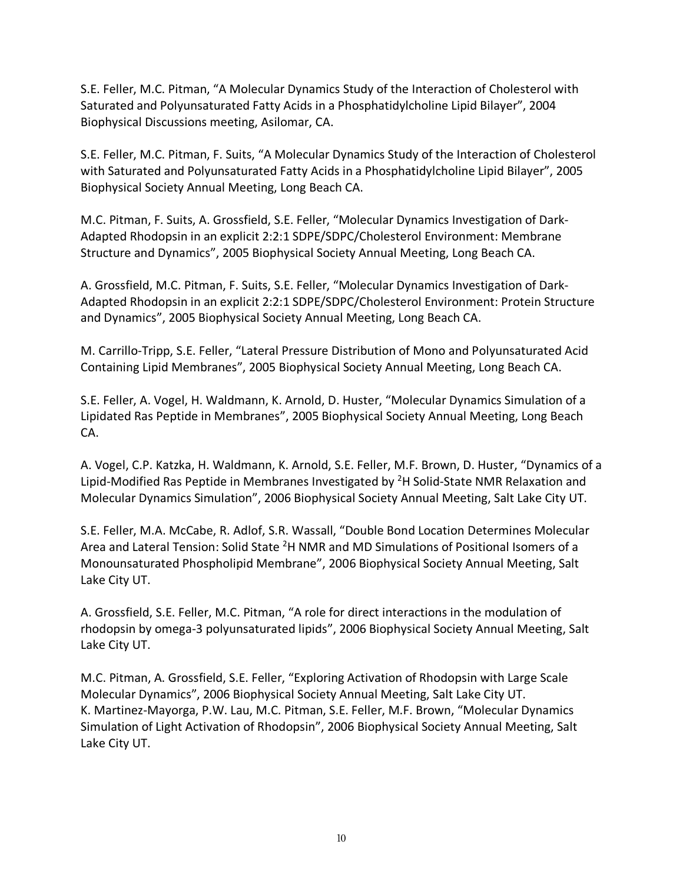S.E. Feller, M.C. Pitman, “A Molecular Dynamics Study of the Interaction of Cholesterol with Saturated and Polyunsaturated Fatty Acids in a Phosphatidylcholine Lipid Bilayer”, 2004 Biophysical Discussions meeting, Asilomar, CA.

S.E. Feller, M.C. Pitman, F. Suits, “A Molecular Dynamics Study of the Interaction of Cholesterol with Saturated and Polyunsaturated Fatty Acids in a Phosphatidylcholine Lipid Bilayer”, 2005 Biophysical Society Annual Meeting, Long Beach CA.

M.C. Pitman, F. Suits, A. Grossfield, S.E. Feller, “Molecular Dynamics Investigation of Dark-Adapted Rhodopsin in an explicit 2:2:1 SDPE/SDPC/Cholesterol Environment: Membrane Structure and Dynamics”, 2005 Biophysical Society Annual Meeting, Long Beach CA.

A. Grossfield, M.C. Pitman, F. Suits, S.E. Feller, “Molecular Dynamics Investigation of Dark-Adapted Rhodopsin in an explicit 2:2:1 SDPE/SDPC/Cholesterol Environment: Protein Structure and Dynamics”, 2005 Biophysical Society Annual Meeting, Long Beach CA.

M. Carrillo-Tripp, S.E. Feller, “Lateral Pressure Distribution of Mono and Polyunsaturated Acid Containing Lipid Membranes”, 2005 Biophysical Society Annual Meeting, Long Beach CA.

S.E. Feller, A. Vogel, H. Waldmann, K. Arnold, D. Huster, “Molecular Dynamics Simulation of a Lipidated Ras Peptide in Membranes”, 2005 Biophysical Society Annual Meeting, Long Beach CA.

A. Vogel, C.P. Katzka, H. Waldmann, K. Arnold, S.E. Feller, M.F. Brown, D. Huster, “Dynamics of a Lipid-Modified Ras Peptide in Membranes Investigated by $^{2}$H Solid-State NMR Relaxation and Molecular Dynamics Simulation”, 2006 Biophysical Society Annual Meeting, Salt Lake City UT.

S.E. Feller, M.A. McCabe, R. Adlof, S.R. Wassall, “Double Bond Location Determines Molecular Area and Lateral Tension: Solid State $^{2}$H NMR and MD Simulations of Positional Isomers of a Monounsaturated Phospholipid Membrane”, 2006 Biophysical Society Annual Meeting, Salt Lake City UT.

A. Grossfield, S.E. Feller, M.C. Pitman, “A role for direct interactions in the modulation of rhodopsin by omega-3 polyunsaturated lipids”, 2006 Biophysical Society Annual Meeting, Salt Lake City UT.

M.C. Pitman, A. Grossfield, S.E. Feller, “Exploring Activation of Rhodopsin with Large Scale Molecular Dynamics”, 2006 Biophysical Society Annual Meeting, Salt Lake City UT.

K. Martinez-Mayorga, P.W. Lau, M.C. Pitman, S.E. Feller, M.F. Brown, “Molecular Dynamics Simulation of Light Activation of Rhodopsin”, 2006 Biophysical Society Annual Meeting, Salt Lake City UT.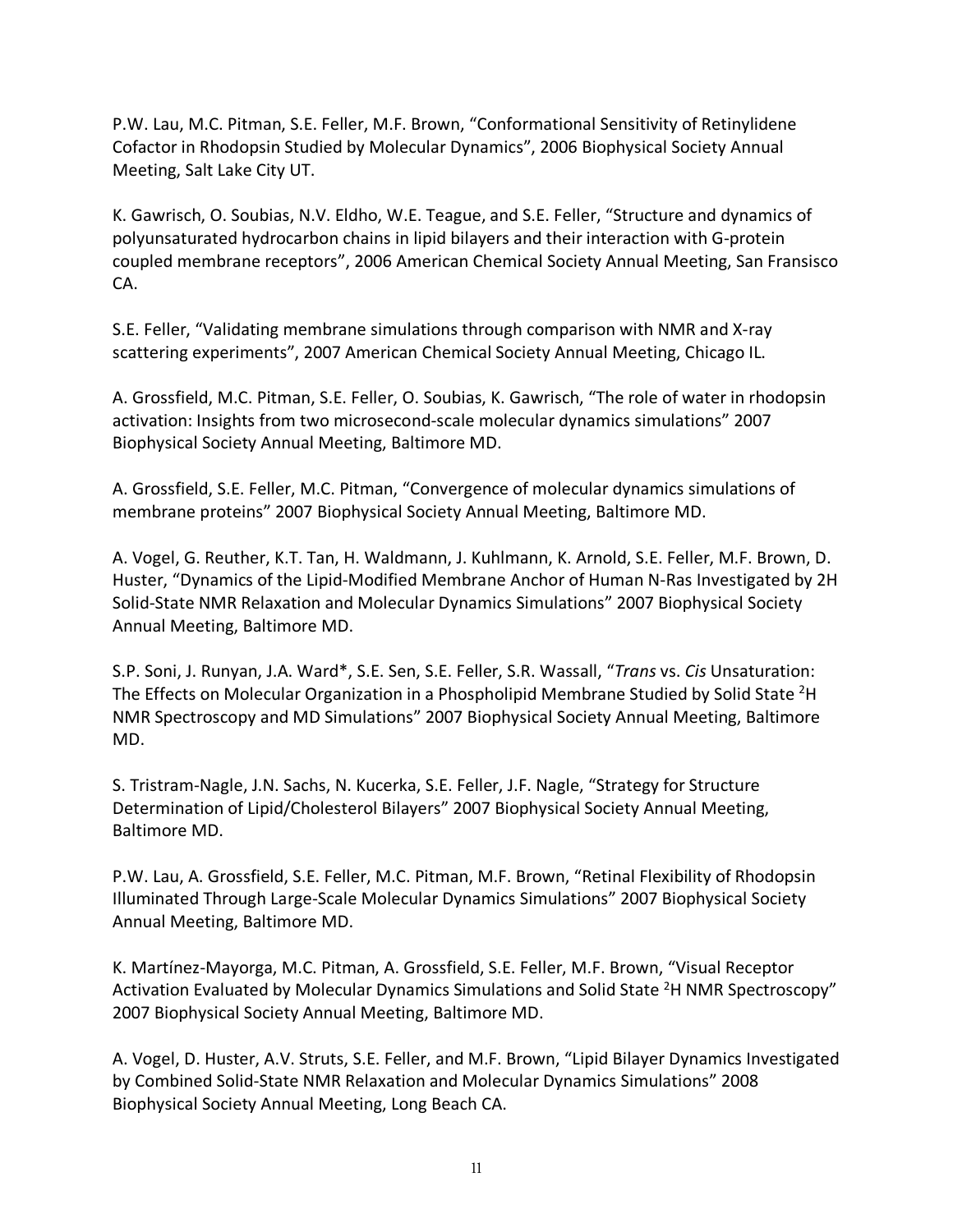P.W. Lau, M.C. Pitman, S.E. Feller, M.F. Brown, "Conformational Sensitivity of Retinylidene Cofactor in Rhodopsin Studied by Molecular Dynamics", 2006 Biophysical Society Annual Meeting, Salt Lake City UT.

K. Gawrisch, O. Soubias, N.V. Eldho, W.E. Teague, and S.E. Feller, "Structure and dynamics of polyunsaturated hydrocarbon chains in lipid bilayers and their interaction with G-protein coupled membrane receptors", 2006 American Chemical Society Annual Meeting, San Fransisco CA.

S.E. Feller, "Validating membrane simulations through comparison with NMR and X-ray scattering experiments", 2007 American Chemical Society Annual Meeting, Chicago IL.

A. Grossfield, M.C. Pitman, S.E. Feller, O. Soubias, K. Gawrisch, "The role of water in rhodopsin activation: Insights from two microsecond-scale molecular dynamics simulations" 2007 Biophysical Society Annual Meeting, Baltimore MD.

A. Grossfield, S.E. Feller, M.C. Pitman, "Convergence of molecular dynamics simulations of membrane proteins" 2007 Biophysical Society Annual Meeting, Baltimore MD.

A. Vogel, G. Reuther, K.T. Tan, H. Waldmann, J. Kuhlmann, K. Arnold, S.E. Feller, M.F. Brown, D. Huster, "Dynamics of the Lipid-Modified Membrane Anchor of Human N-Ras Investigated by 2H Solid-State NMR Relaxation and Molecular Dynamics Simulations" 2007 Biophysical Society Annual Meeting, Baltimore MD.

S.P. Soni, J. Runyan, J.A. Ward*, S.E. Sen, S.E. Feller, S.R. Wassall, "*Trans* vs. *Cis* Unsaturation: The Effects on Molecular Organization in a Phospholipid Membrane Studied by Solid State $^{2}$H NMR Spectroscopy and MD Simulations" 2007 Biophysical Society Annual Meeting, Baltimore MD.

S. Tristram-Nagle, J.N. Sachs, N. Kucerka, S.E. Feller, J.F. Nagle, "Strategy for Structure Determination of Lipid/Cholesterol Bilayers" 2007 Biophysical Society Annual Meeting, Baltimore MD.

P.W. Lau, A. Grossfield, S.E. Feller, M.C. Pitman, M.F. Brown, "Retinal Flexibility of Rhodopsin Illuminated Through Large-Scale Molecular Dynamics Simulations" 2007 Biophysical Society Annual Meeting, Baltimore MD.

K. Martínez-Mayorga, M.C. Pitman, A. Grossfield, S.E. Feller, M.F. Brown, "Visual Receptor Activation Evaluated by Molecular Dynamics Simulations and Solid State $^{2}$H NMR Spectroscopy" 2007 Biophysical Society Annual Meeting, Baltimore MD.

A. Vogel, D. Huster, A.V. Struts, S.E. Feller, and M.F. Brown, "Lipid Bilayer Dynamics Investigated by Combined Solid-State NMR Relaxation and Molecular Dynamics Simulations" 2008 Biophysical Society Annual Meeting, Long Beach CA.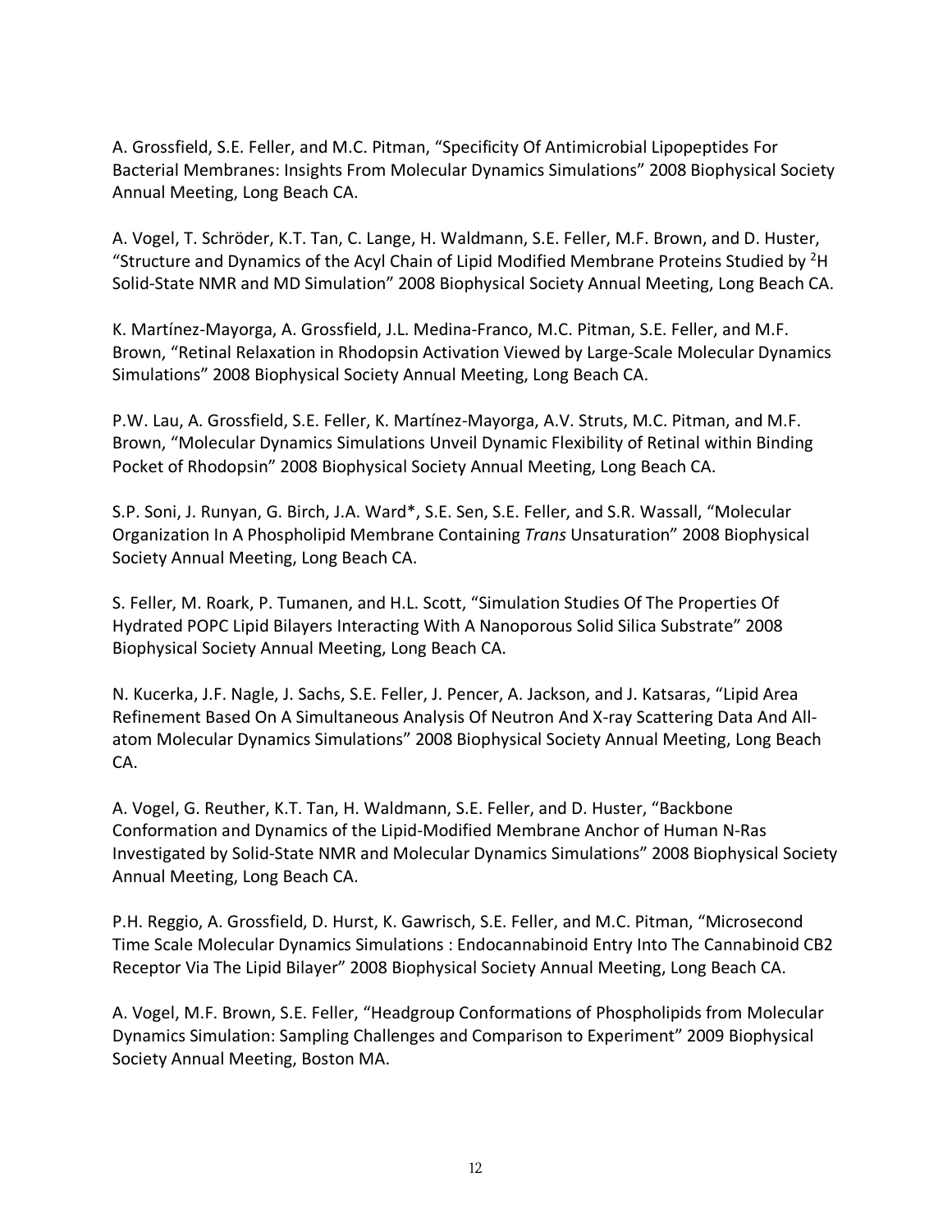A. Grossfield, S.E. Feller, and M.C. Pitman, "Specificity Of Antimicrobial Lipopeptides For Bacterial Membranes: Insights From Molecular Dynamics Simulations" 2008 Biophysical Society Annual Meeting, Long Beach CA.

A. Vogel, T. Schröder, K.T. Tan, C. Lange, H. Waldmann, S.E. Feller, M.F. Brown, and D. Huster, "Structure and Dynamics of the Acyl Chain of Lipid Modified Membrane Proteins Studied by $^{2}$H Solid-State NMR and MD Simulation" 2008 Biophysical Society Annual Meeting, Long Beach CA.

K. Martínez-Mayorga, A. Grossfield, J.L. Medina-Franco, M.C. Pitman, S.E. Feller, and M.F. Brown, "Retinal Relaxation in Rhodopsin Activation Viewed by Large-Scale Molecular Dynamics Simulations" 2008 Biophysical Society Annual Meeting, Long Beach CA.

P.W. Lau, A. Grossfield, S.E. Feller, K. Martínez-Mayorga, A.V. Struts, M.C. Pitman, and M.F. Brown, "Molecular Dynamics Simulations Unveil Dynamic Flexibility of Retinal within Binding Pocket of Rhodopsin" 2008 Biophysical Society Annual Meeting, Long Beach CA.

S.P. Soni, J. Runyan, G. Birch, J.A. Ward*, S.E. Sen, S.E. Feller, and S.R. Wassall, "Molecular Organization In A Phospholipid Membrane Containing *Trans* Unsaturation" 2008 Biophysical Society Annual Meeting, Long Beach CA.

S. Feller, M. Roark, P. Tumanen, and H.L. Scott, "Simulation Studies Of The Properties Of Hydrated POPC Lipid Bilayers Interacting With A Nanoporous Solid Silica Substrate" 2008 Biophysical Society Annual Meeting, Long Beach CA.

N. Kucerka, J.F. Nagle, J. Sachs, S.E. Feller, J. Pencer, A. Jackson, and J. Katsaras, "Lipid Area Refinement Based On A Simultaneous Analysis Of Neutron And X-ray Scattering Data And All-atom Molecular Dynamics Simulations" 2008 Biophysical Society Annual Meeting, Long Beach CA.

A. Vogel, G. Reuther, K.T. Tan, H. Waldmann, S.E. Feller, and D. Huster, "Backbone Conformation and Dynamics of the Lipid-Modified Membrane Anchor of Human N-Ras Investigated by Solid-State NMR and Molecular Dynamics Simulations" 2008 Biophysical Society Annual Meeting, Long Beach CA.

P.H. Reggio, A. Grossfield, D. Hurst, K. Gawrisch, S.E. Feller, and M.C. Pitman, "Microsecond Time Scale Molecular Dynamics Simulations : Endocannabinoid Entry Into The Cannabinoid CB2 Receptor Via The Lipid Bilayer" 2008 Biophysical Society Annual Meeting, Long Beach CA.

A. Vogel, M.F. Brown, S.E. Feller, "Headgroup Conformations of Phospholipids from Molecular Dynamics Simulation: Sampling Challenges and Comparison to Experiment" 2009 Biophysical Society Annual Meeting, Boston MA.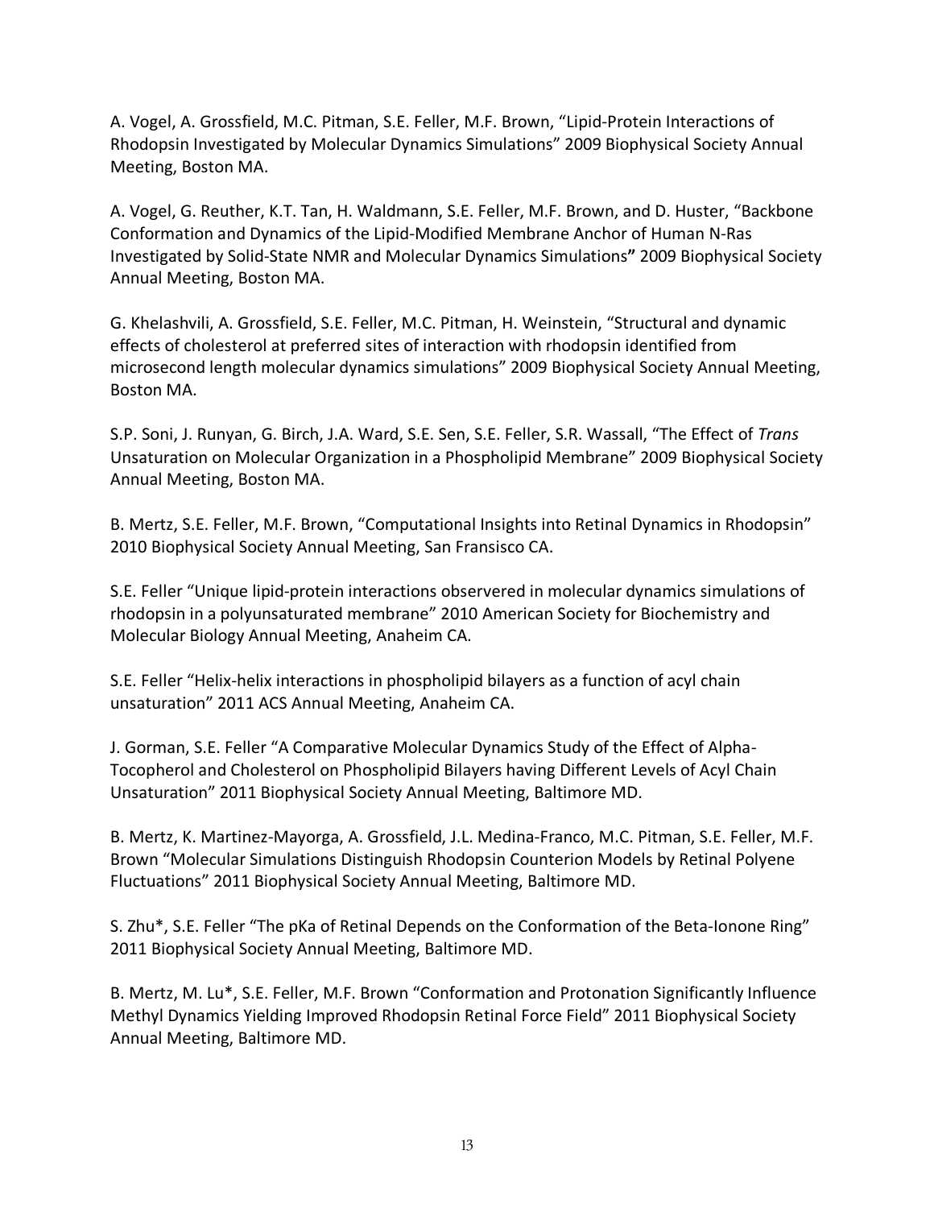A. Vogel, A. Grossfield, M.C. Pitman, S.E. Feller, M.F. Brown, "Lipid-Protein Interactions of Rhodopsin Investigated by Molecular Dynamics Simulations" 2009 Biophysical Society Annual Meeting, Boston MA.

A. Vogel, G. Reuther, K.T. Tan, H. Waldmann, S.E. Feller, M.F. Brown, and D. Huster, "Backbone Conformation and Dynamics of the Lipid-Modified Membrane Anchor of Human N-Ras Investigated by Solid-State NMR and Molecular Dynamics Simulations**"** 2009 Biophysical Society Annual Meeting, Boston MA.

G. Khelashvili, A. Grossfield, S.E. Feller, M.C. Pitman, H. Weinstein, "Structural and dynamic effects of cholesterol at preferred sites of interaction with rhodopsin identified from microsecond length molecular dynamics simulations" 2009 Biophysical Society Annual Meeting, Boston MA.

S.P. Soni, J. Runyan, G. Birch, J.A. Ward, S.E. Sen, S.E. Feller, S.R. Wassall, "The Effect of *Trans* Unsaturation on Molecular Organization in a Phospholipid Membrane" 2009 Biophysical Society Annual Meeting, Boston MA.

B. Mertz, S.E. Feller, M.F. Brown, "Computational Insights into Retinal Dynamics in Rhodopsin" 2010 Biophysical Society Annual Meeting, San Fransisco CA.

S.E. Feller "Unique lipid-protein interactions observered in molecular dynamics simulations of rhodopsin in a polyunsaturated membrane" 2010 American Society for Biochemistry and Molecular Biology Annual Meeting, Anaheim CA.

S.E. Feller "Helix-helix interactions in phospholipid bilayers as a function of acyl chain unsaturation" 2011 ACS Annual Meeting, Anaheim CA.

J. Gorman, S.E. Feller "A Comparative Molecular Dynamics Study of the Effect of Alpha-Tocopherol and Cholesterol on Phospholipid Bilayers having Different Levels of Acyl Chain Unsaturation" 2011 Biophysical Society Annual Meeting, Baltimore MD.

B. Mertz, K. Martinez-Mayorga, A. Grossfield, J.L. Medina-Franco, M.C. Pitman, S.E. Feller, M.F. Brown "Molecular Simulations Distinguish Rhodopsin Counterion Models by Retinal Polyene Fluctuations" 2011 Biophysical Society Annual Meeting, Baltimore MD.

S. Zhu*, S.E. Feller "The pKa of Retinal Depends on the Conformation of the Beta-Ionone Ring" 2011 Biophysical Society Annual Meeting, Baltimore MD.

B. Mertz, M. Lu*, S.E. Feller, M.F. Brown "Conformation and Protonation Significantly Influence Methyl Dynamics Yielding Improved Rhodopsin Retinal Force Field" 2011 Biophysical Society Annual Meeting, Baltimore MD.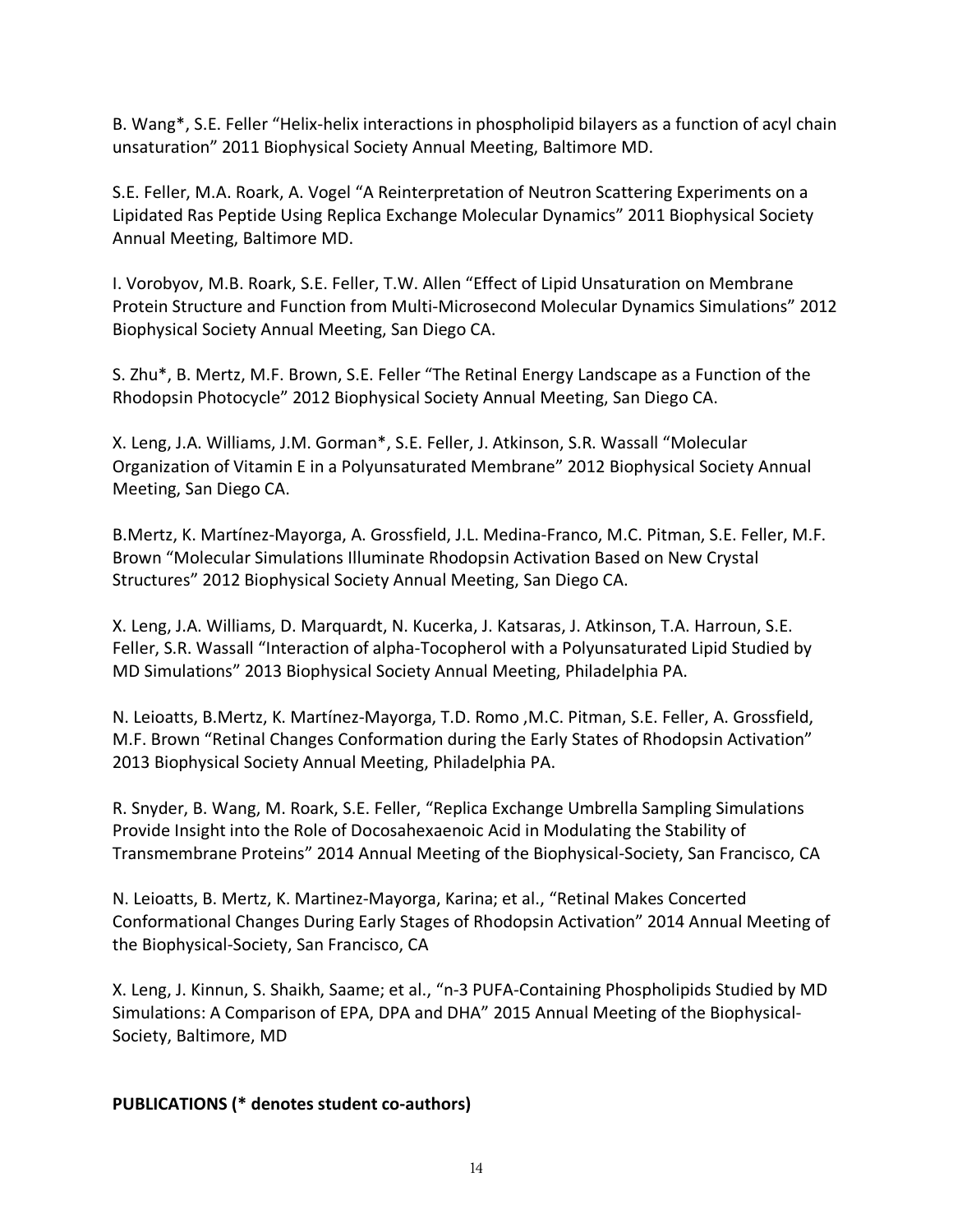B. Wang*, S.E. Feller "Helix-helix interactions in phospholipid bilayers as a function of acyl chain unsaturation" 2011 Biophysical Society Annual Meeting, Baltimore MD.

S.E. Feller, M.A. Roark, A. Vogel "A Reinterpretation of Neutron Scattering Experiments on a Lipidated Ras Peptide Using Replica Exchange Molecular Dynamics" 2011 Biophysical Society Annual Meeting, Baltimore MD.

I. Vorobyov, M.B. Roark, S.E. Feller, T.W. Allen "Effect of Lipid Unsaturation on Membrane Protein Structure and Function from Multi-Microsecond Molecular Dynamics Simulations" 2012 Biophysical Society Annual Meeting, San Diego CA.

S. Zhu*, B. Mertz, M.F. Brown, S.E. Feller "The Retinal Energy Landscape as a Function of the Rhodopsin Photocycle" 2012 Biophysical Society Annual Meeting, San Diego CA.

X. Leng, J.A. Williams, J.M. Gorman*, S.E. Feller, J. Atkinson, S.R. Wassall "Molecular Organization of Vitamin E in a Polyunsaturated Membrane" 2012 Biophysical Society Annual Meeting, San Diego CA.

B.Mertz, K. Martínez-Mayorga, A. Grossfield, J.L. Medina-Franco, M.C. Pitman, S.E. Feller, M.F. Brown "Molecular Simulations Illuminate Rhodopsin Activation Based on New Crystal Structures" 2012 Biophysical Society Annual Meeting, San Diego CA.

X. Leng, J.A. Williams, D. Marquardt, N. Kucerka, J. Katsaras, J. Atkinson, T.A. Harroun, S.E. Feller, S.R. Wassall "Interaction of alpha-Tocopherol with a Polyunsaturated Lipid Studied by MD Simulations" 2013 Biophysical Society Annual Meeting, Philadelphia PA.

N. Leioatts, B.Mertz, K. Martínez-Mayorga, T.D. Romo ,M.C. Pitman, S.E. Feller, A. Grossfield, M.F. Brown "Retinal Changes Conformation during the Early States of Rhodopsin Activation" 2013 Biophysical Society Annual Meeting, Philadelphia PA.

R. Snyder, B. Wang, M. Roark, S.E. Feller, "Replica Exchange Umbrella Sampling Simulations Provide Insight into the Role of Docosahexaenoic Acid in Modulating the Stability of Transmembrane Proteins" 2014 Annual Meeting of the Biophysical-Society, San Francisco, CA

N. Leioatts, B. Mertz, K. Martinez-Mayorga, Karina; et al., "Retinal Makes Concerted Conformational Changes During Early Stages of Rhodopsin Activation" 2014 Annual Meeting of the Biophysical-Society, San Francisco, CA

X. Leng, J. Kinnun, S. Shaikh, Saame; et al., "n-3 PUFA-Containing Phospholipids Studied by MD Simulations: A Comparison of EPA, DPA and DHA" 2015 Annual Meeting of the Biophysical-Society, Baltimore, MD

**PUBLICATIONS (* denotes student co-authors)**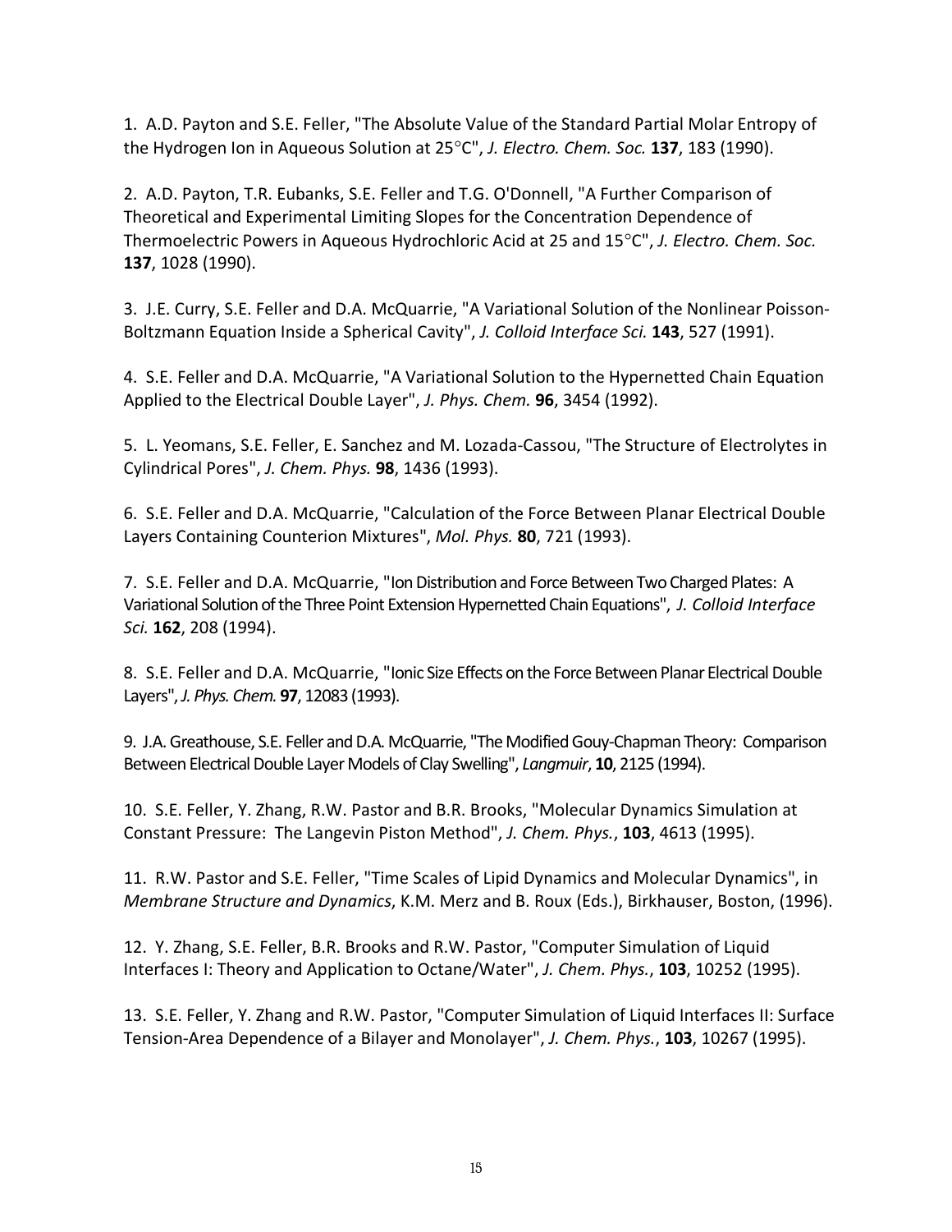1. A.D. Payton and S.E. Feller, "The Absolute Value of the Standard Partial Molar Entropy of the Hydrogen Ion in Aqueous Solution at 25°C", *J. Electro. Chem. Soc.* **137**, 183 (1990).

2. A.D. Payton, T.R. Eubanks, S.E. Feller and T.G. O'Donnell, "A Further Comparison of Theoretical and Experimental Limiting Slopes for the Concentration Dependence of Thermoelectric Powers in Aqueous Hydrochloric Acid at 25 and 15°C", *J. Electro. Chem. Soc.* **137**, 1028 (1990).

3. J.E. Curry, S.E. Feller and D.A. McQuarrie, "A Variational Solution of the Nonlinear Poisson-Boltzmann Equation Inside a Spherical Cavity", *J. Colloid Interface Sci.* **143**, 527 (1991).

4. S.E. Feller and D.A. McQuarrie, "A Variational Solution to the Hypernetted Chain Equation Applied to the Electrical Double Layer", *J. Phys. Chem.* **96**, 3454 (1992).

5. L. Yeomans, S.E. Feller, E. Sanchez and M. Lozada-Cassou, "The Structure of Electrolytes in Cylindrical Pores", *J. Chem. Phys.* **98**, 1436 (1993).

6. S.E. Feller and D.A. McQuarrie, "Calculation of the Force Between Planar Electrical Double Layers Containing Counterion Mixtures", *Mol. Phys.* **80**, 721 (1993).

7. S.E. Feller and D.A. McQuarrie, "Ion Distribution and Force Between Two Charged Plates: A Variational Solution of the Three Point Extension Hypernetted Chain Equations", *J. Colloid Interface Sci.* **162**, 208 (1994).

8. S.E. Feller and D.A. McQuarrie, "Ionic Size Effects on the Force Between Planar Electrical Double Layers", *J. Phys. Chem.* **97**, 12083 (1993).

9. J.A. Greathouse, S.E. Feller and D.A. McQuarrie, "The Modified Gouy-Chapman Theory: Comparison Between Electrical Double Layer Models of Clay Swelling", *Langmuir*, **10**, 2125 (1994).

10. S.E. Feller, Y. Zhang, R.W. Pastor and B.R. Brooks, "Molecular Dynamics Simulation at Constant Pressure: The Langevin Piston Method", *J. Chem. Phys.*, **103**, 4613 (1995).

11. R.W. Pastor and S.E. Feller, "Time Scales of Lipid Dynamics and Molecular Dynamics", in *Membrane Structure and Dynamics*, K.M. Merz and B. Roux (Eds.), Birkhauser, Boston, (1996).

12. Y. Zhang, S.E. Feller, B.R. Brooks and R.W. Pastor, "Computer Simulation of Liquid Interfaces I: Theory and Application to Octane/Water", *J. Chem. Phys.*, **103**, 10252 (1995).

13. S.E. Feller, Y. Zhang and R.W. Pastor, "Computer Simulation of Liquid Interfaces II: Surface Tension-Area Dependence of a Bilayer and Monolayer", *J. Chem. Phys.*, **103**, 10267 (1995).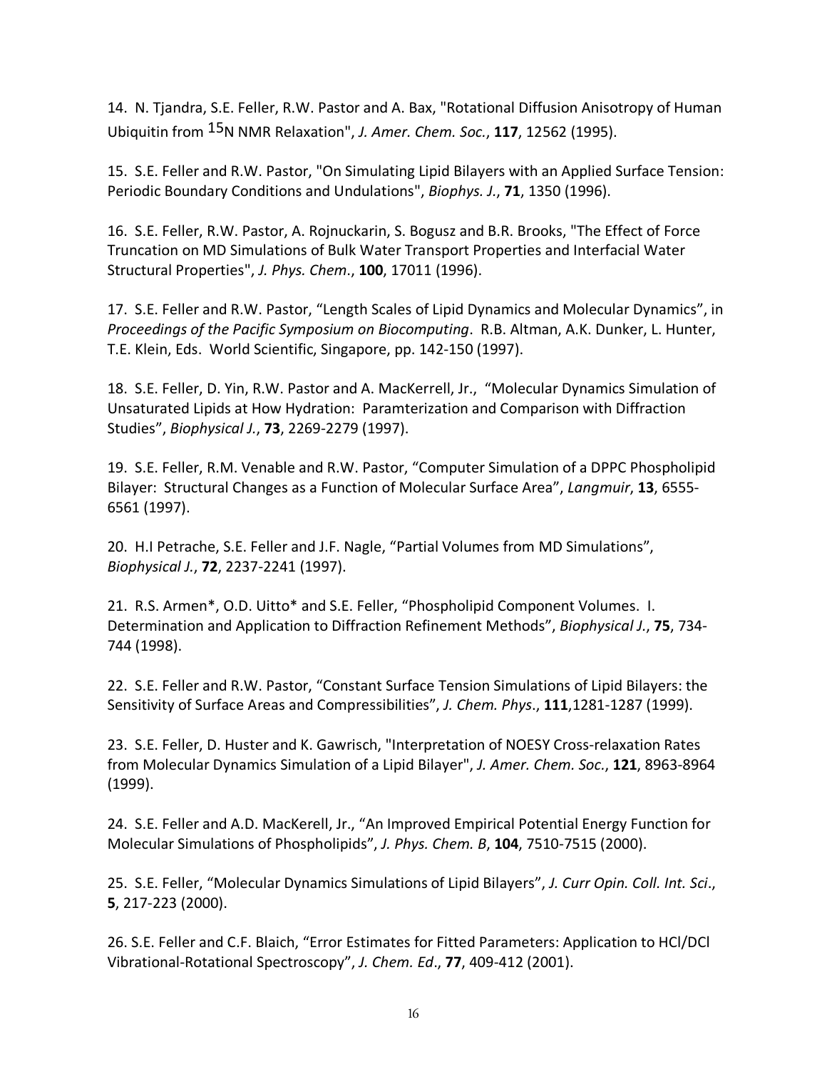14. N. Tjandra, S.E. Feller, R.W. Pastor and A. Bax, "Rotational Diffusion Anisotropy of Human Ubiquitin from $^{15}$N NMR Relaxation", *J. Amer. Chem. Soc.*, **117**, 12562 (1995).

15. S.E. Feller and R.W. Pastor, "On Simulating Lipid Bilayers with an Applied Surface Tension: Periodic Boundary Conditions and Undulations", *Biophys. J.*, **71**, 1350 (1996).

16. S.E. Feller, R.W. Pastor, A. Rojnuckarin, S. Bogusz and B.R. Brooks, "The Effect of Force Truncation on MD Simulations of Bulk Water Transport Properties and Interfacial Water Structural Properties", *J. Phys. Chem.*, **100**, 17011 (1996).

17. S.E. Feller and R.W. Pastor, "Length Scales of Lipid Dynamics and Molecular Dynamics", in *Proceedings of the Pacific Symposium on Biocomputing*. R.B. Altman, A.K. Dunker, L. Hunter, T.E. Klein, Eds. World Scientific, Singapore, pp. 142-150 (1997).

18. S.E. Feller, D. Yin, R.W. Pastor and A. MacKerrell, Jr., "Molecular Dynamics Simulation of Unsaturated Lipids at How Hydration: Paramterization and Comparison with Diffraction Studies", *Biophysical J.*, **73**, 2269-2279 (1997).

19. S.E. Feller, R.M. Venable and R.W. Pastor, "Computer Simulation of a DPPC Phospholipid Bilayer: Structural Changes as a Function of Molecular Surface Area", *Langmuir*, **13**, 6555-6561 (1997).

20. H.I Petrache, S.E. Feller and J.F. Nagle, "Partial Volumes from MD Simulations", *Biophysical J.*, **72**, 2237-2241 (1997).

21. R.S. Armen*, O.D. Uitto* and S.E. Feller, "Phospholipid Component Volumes. I. Determination and Application to Diffraction Refinement Methods", *Biophysical J.*, **75**, 734-744 (1998).

22. S.E. Feller and R.W. Pastor, "Constant Surface Tension Simulations of Lipid Bilayers: the Sensitivity of Surface Areas and Compressibilities", *J. Chem. Phys.*, **111**,1281-1287 (1999).

23. S.E. Feller, D. Huster and K. Gawrisch, "Interpretation of NOESY Cross-relaxation Rates from Molecular Dynamics Simulation of a Lipid Bilayer", *J. Amer. Chem. Soc.*, **121**, 8963-8964 (1999).

24. S.E. Feller and A.D. MacKerell, Jr., "An Improved Empirical Potential Energy Function for Molecular Simulations of Phospholipids", *J. Phys. Chem. B*, **104**, 7510-7515 (2000).

25. S.E. Feller, "Molecular Dynamics Simulations of Lipid Bilayers", *J. Curr Opin. Coll. Int. Sci.*, **5**, 217-223 (2000).

26. S.E. Feller and C.F. Blaich, "Error Estimates for Fitted Parameters: Application to HCl/DCl Vibrational-Rotational Spectroscopy", *J. Chem. Ed.*, **77**, 409-412 (2001).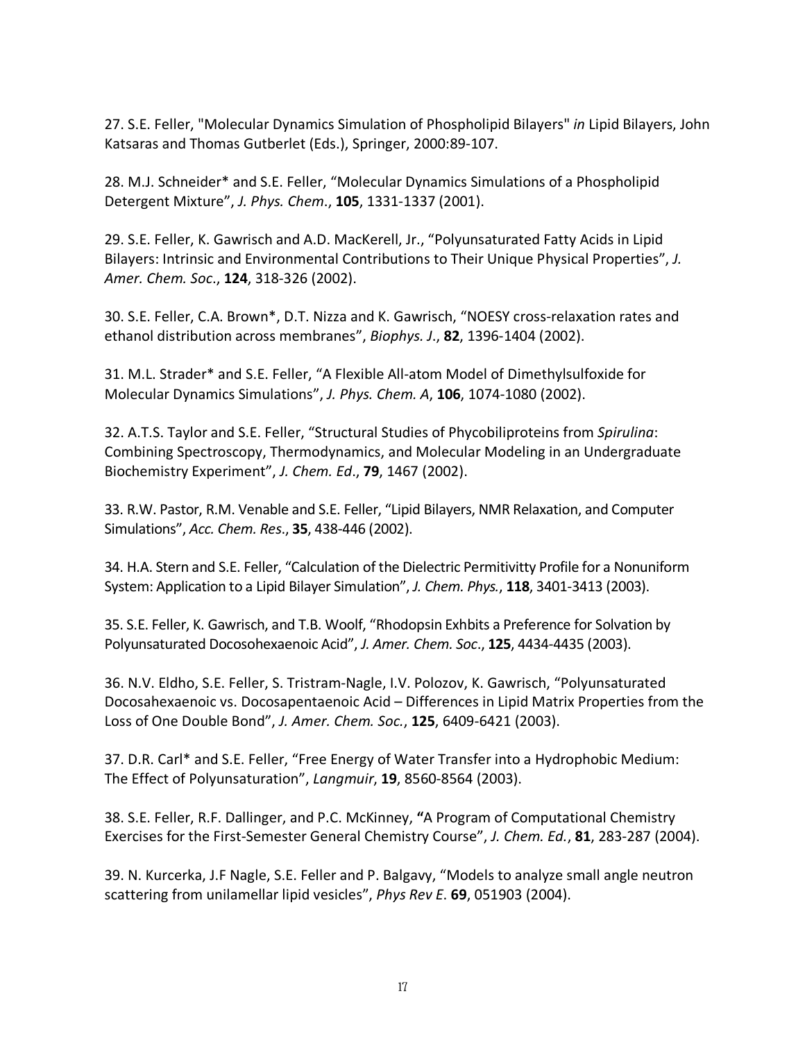27. S.E. Feller, "Molecular Dynamics Simulation of Phospholipid Bilayers" *in* Lipid Bilayers, John Katsaras and Thomas Gutberlet (Eds.), Springer, 2000:89-107.

28. M.J. Schneider* and S.E. Feller, "Molecular Dynamics Simulations of a Phospholipid Detergent Mixture", *J. Phys. Chem*., **105**, 1331-1337 (2001).

29. S.E. Feller, K. Gawrisch and A.D. MacKerell, Jr., "Polyunsaturated Fatty Acids in Lipid Bilayers: Intrinsic and Environmental Contributions to Their Unique Physical Properties", *J. Amer. Chem. Soc*., **124**, 318-326 (2002).

30. S.E. Feller, C.A. Brown*, D.T. Nizza and K. Gawrisch, "NOESY cross-relaxation rates and ethanol distribution across membranes", *Biophys. J*., **82**, 1396-1404 (2002).

31. M.L. Strader* and S.E. Feller, "A Flexible All-atom Model of Dimethylsulfoxide for Molecular Dynamics Simulations", *J. Phys. Chem. A*, **106**, 1074-1080 (2002).

32. A.T.S. Taylor and S.E. Feller, "Structural Studies of Phycobiliproteins from *Spirulina*: Combining Spectroscopy, Thermodynamics, and Molecular Modeling in an Undergraduate Biochemistry Experiment", *J. Chem. Ed*., **79**, 1467 (2002).

33. R.W. Pastor, R.M. Venable and S.E. Feller, "Lipid Bilayers, NMR Relaxation, and Computer Simulations", *Acc. Chem. Res*., **35**, 438-446 (2002).

34. H.A. Stern and S.E. Feller, "Calculation of the Dielectric Permitivitty Profile for a Nonuniform System: Application to a Lipid Bilayer Simulation", *J. Chem. Phys.*, **118**, 3401-3413 (2003).

35. S.E. Feller, K. Gawrisch, and T.B. Woolf, "Rhodopsin Exhbits a Preference for Solvation by Polyunsaturated Docosohexaenoic Acid", *J. Amer. Chem. Soc*., **125**, 4434-4435 (2003).

36. N.V. Eldho, S.E. Feller, S. Tristram-Nagle, I.V. Polozov, K. Gawrisch, "Polyunsaturated Docosahexaenoic vs. Docosapentaenoic Acid – Differences in Lipid Matrix Properties from the Loss of One Double Bond", *J. Amer. Chem. Soc.*, **125**, 6409-6421 (2003).

37. D.R. Carl* and S.E. Feller, "Free Energy of Water Transfer into a Hydrophobic Medium: The Effect of Polyunsaturation", *Langmuir*, **19**, 8560-8564 (2003).

38. S.E. Feller, R.F. Dallinger, and P.C. McKinney, **"**A Program of Computational Chemistry Exercises for the First-Semester General Chemistry Course", *J. Chem. Ed.*, **81**, 283-287 (2004).

39. N. Kurcerka, J.F Nagle, S.E. Feller and P. Balgavy, "Models to analyze small angle neutron scattering from unilamellar lipid vesicles", *Phys Rev E*. **69**, 051903 (2004).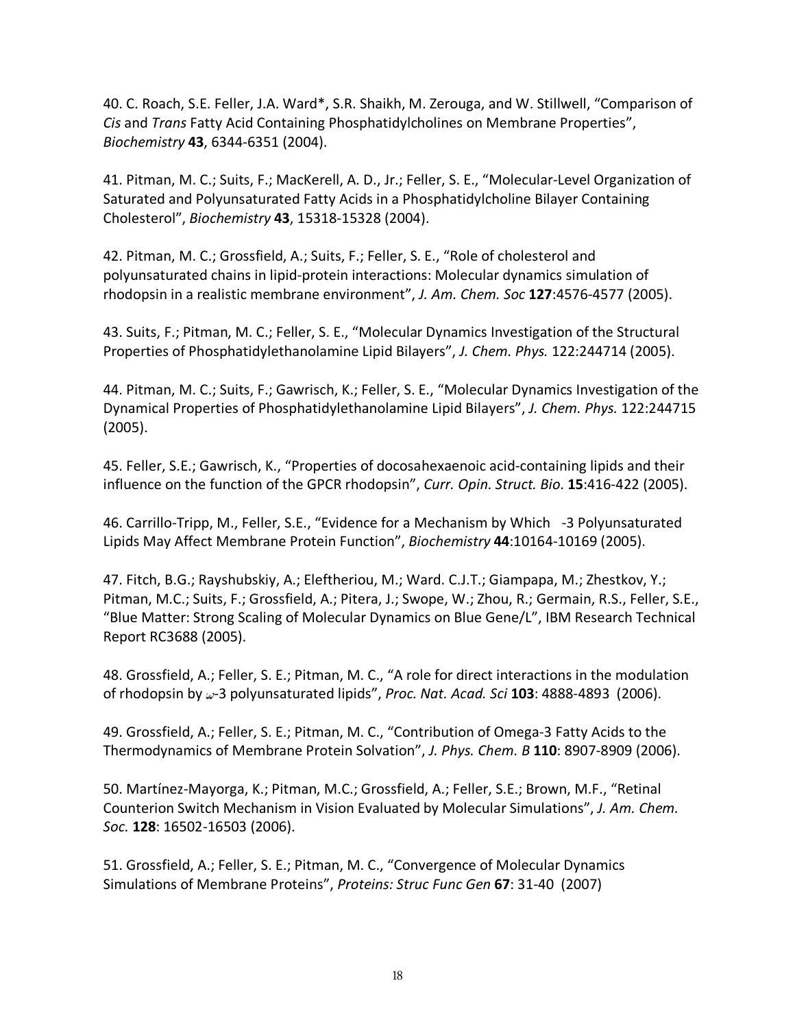40. C. Roach, S.E. Feller, J.A. Ward*, S.R. Shaikh, M. Zerouga, and W. Stillwell, "Comparison of *Cis* and *Trans* Fatty Acid Containing Phosphatidylcholines on Membrane Properties", *Biochemistry* **43**, 6344-6351 (2004).

41. Pitman, M. C.; Suits, F.; MacKerell, A. D., Jr.; Feller, S. E., "Molecular-Level Organization of Saturated and Polyunsaturated Fatty Acids in a Phosphatidylcholine Bilayer Containing Cholesterol", *Biochemistry* **43**, 15318-15328 (2004).

42. Pitman, M. C.; Grossfield, A.; Suits, F.; Feller, S. E., "Role of cholesterol and polyunsaturated chains in lipid-protein interactions: Molecular dynamics simulation of rhodopsin in a realistic membrane environment", *J. Am. Chem. Soc* **127**:4576-4577 (2005).

43. Suits, F.; Pitman, M. C.; Feller, S. E., "Molecular Dynamics Investigation of the Structural Properties of Phosphatidylethanolamine Lipid Bilayers", *J. Chem. Phys.* 122:244714 (2005).

44. Pitman, M. C.; Suits, F.; Gawrisch, K.; Feller, S. E., "Molecular Dynamics Investigation of the Dynamical Properties of Phosphatidylethanolamine Lipid Bilayers", *J. Chem. Phys.* 122:244715 (2005).

45. Feller, S.E.; Gawrisch, K., "Properties of docosahexaenoic acid-containing lipids and their influence on the function of the GPCR rhodopsin", *Curr. Opin. Struct. Bio.* **15**:416-422 (2005).

46. Carrillo-Tripp, M., Feller, S.E., "Evidence for a Mechanism by Which -3 Polyunsaturated Lipids May Affect Membrane Protein Function", *Biochemistry* **44**:10164-10169 (2005).

47. Fitch, B.G.; Rayshubskiy, A.; Eleftheriou, M.; Ward. C.J.T.; Giampapa, M.; Zhestkov, Y.; Pitman, M.C.; Suits, F.; Grossfield, A.; Pitera, J.; Swope, W.; Zhou, R.; Germain, R.S., Feller, S.E., "Blue Matter: Strong Scaling of Molecular Dynamics on Blue Gene/L", IBM Research Technical Report RC3688 (2005).

48. Grossfield, A.; Feller, S. E.; Pitman, M. C., "A role for direct interactions in the modulation of rhodopsin by ω-3 polyunsaturated lipids", *Proc. Nat. Acad. Sci* **103**: 4888-4893 (2006).

49. Grossfield, A.; Feller, S. E.; Pitman, M. C., "Contribution of Omega-3 Fatty Acids to the Thermodynamics of Membrane Protein Solvation", *J. Phys. Chem. B* **110**: 8907-8909 (2006).

50. Martínez-Mayorga, K.; Pitman, M.C.; Grossfield, A.; Feller, S.E.; Brown, M.F., "Retinal Counterion Switch Mechanism in Vision Evaluated by Molecular Simulations", *J. Am. Chem. Soc.* **128**: 16502-16503 (2006).

51. Grossfield, A.; Feller, S. E.; Pitman, M. C., "Convergence of Molecular Dynamics Simulations of Membrane Proteins", *Proteins: Struc Func Gen* **67**: 31-40 (2007)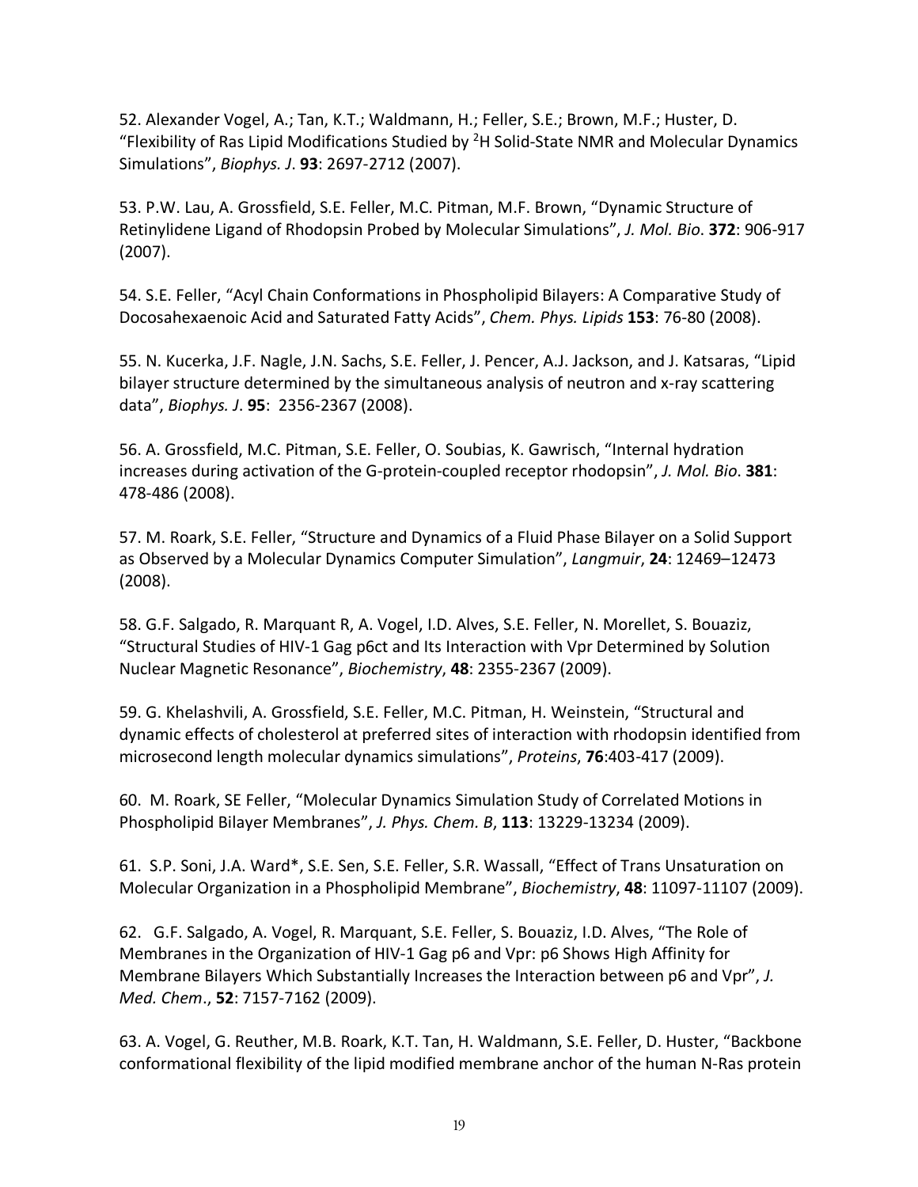52. Alexander Vogel, A.; Tan, K.T.; Waldmann, H.; Feller, S.E.; Brown, M.F.; Huster, D. "Flexibility of Ras Lipid Modifications Studied by $^{2}$H Solid-State NMR and Molecular Dynamics Simulations", *Biophys. J*. **93**: 2697-2712 (2007).

53. P.W. Lau, A. Grossfield, S.E. Feller, M.C. Pitman, M.F. Brown, "Dynamic Structure of Retinylidene Ligand of Rhodopsin Probed by Molecular Simulations", *J. Mol. Bio*. **372**: 906-917 (2007).

54. S.E. Feller, "Acyl Chain Conformations in Phospholipid Bilayers: A Comparative Study of Docosahexaenoic Acid and Saturated Fatty Acids", *Chem. Phys. Lipids* **153**: 76-80 (2008).

55. N. Kucerka, J.F. Nagle, J.N. Sachs, S.E. Feller, J. Pencer, A.J. Jackson, and J. Katsaras, "Lipid bilayer structure determined by the simultaneous analysis of neutron and x-ray scattering data", *Biophys. J*. **95**: 2356-2367 (2008).

56. A. Grossfield, M.C. Pitman, S.E. Feller, O. Soubias, K. Gawrisch, "Internal hydration increases during activation of the G-protein-coupled receptor rhodopsin", *J. Mol. Bio*. **381**: 478-486 (2008).

57. M. Roark, S.E. Feller, "Structure and Dynamics of a Fluid Phase Bilayer on a Solid Support as Observed by a Molecular Dynamics Computer Simulation", *Langmuir*, **24**: 12469–12473 (2008).

58. G.F. Salgado, R. Marquant R, A. Vogel, I.D. Alves, S.E. Feller, N. Morellet, S. Bouaziz, "Structural Studies of HIV-1 Gag p6ct and Its Interaction with Vpr Determined by Solution Nuclear Magnetic Resonance", *Biochemistry*, **48**: 2355-2367 (2009).

59. G. Khelashvili, A. Grossfield, S.E. Feller, M.C. Pitman, H. Weinstein, "Structural and dynamic effects of cholesterol at preferred sites of interaction with rhodopsin identified from microsecond length molecular dynamics simulations", *Proteins*, **76**:403-417 (2009).

60. M. Roark, SE Feller, "Molecular Dynamics Simulation Study of Correlated Motions in Phospholipid Bilayer Membranes", *J. Phys. Chem. B*, **113**: 13229-13234 (2009).

61. S.P. Soni, J.A. Ward*, S.E. Sen, S.E. Feller, S.R. Wassall, "Effect of Trans Unsaturation on Molecular Organization in a Phospholipid Membrane", *Biochemistry*, **48**: 11097-11107 (2009).

62. G.F. Salgado, A. Vogel, R. Marquant, S.E. Feller, S. Bouaziz, I.D. Alves, "The Role of Membranes in the Organization of HIV-1 Gag p6 and Vpr: p6 Shows High Affinity for Membrane Bilayers Which Substantially Increases the Interaction between p6 and Vpr", *J. Med. Chem*., **52**: 7157-7162 (2009).

63. A. Vogel, G. Reuther, M.B. Roark, K.T. Tan, H. Waldmann, S.E. Feller, D. Huster, "Backbone conformational flexibility of the lipid modified membrane anchor of the human N-Ras protein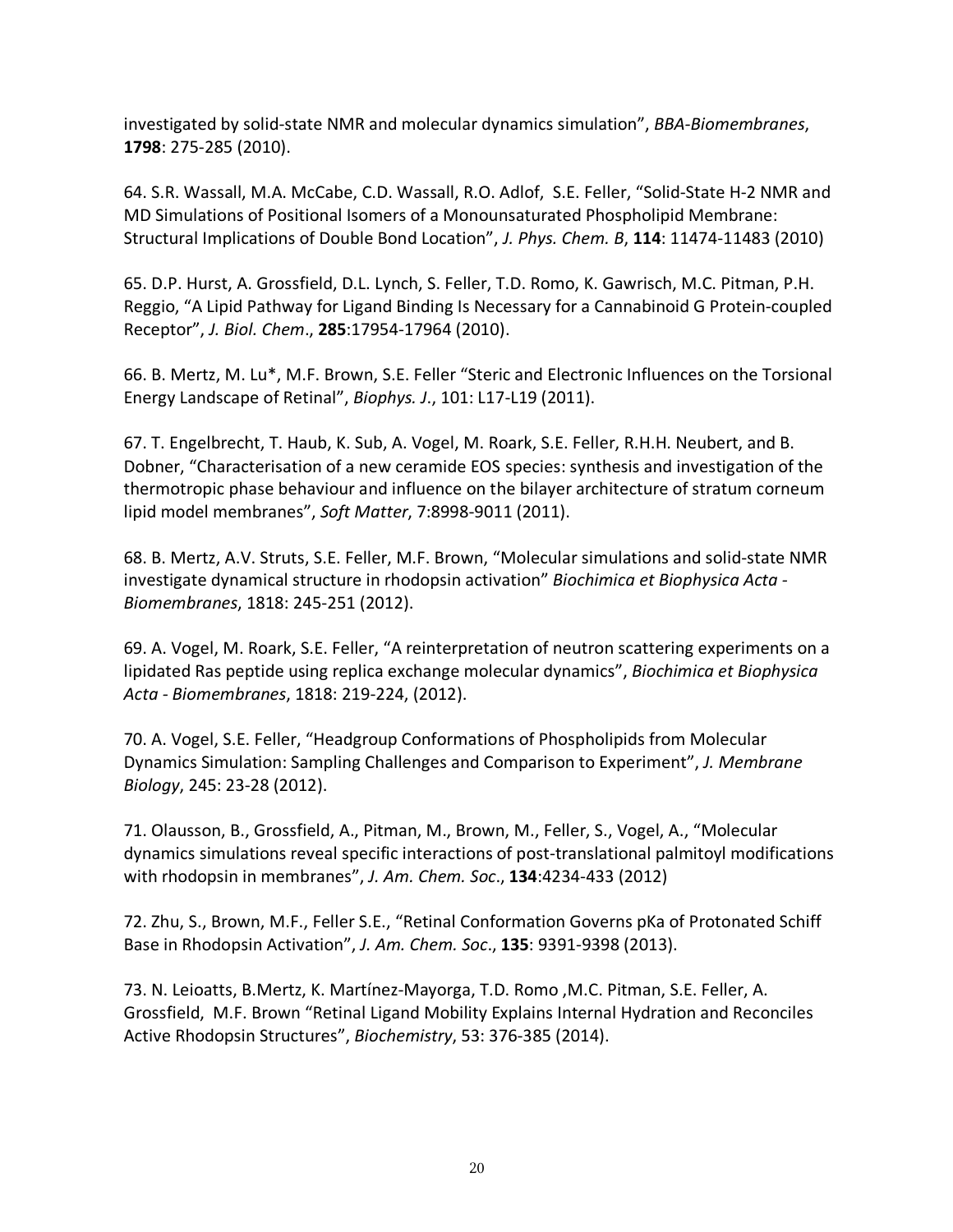investigated by solid-state NMR and molecular dynamics simulation", *BBA-Biomembranes*, **1798**: 275-285 (2010).

64. S.R. Wassall, M.A. McCabe, C.D. Wassall, R.O. Adlof, S.E. Feller, "Solid-State H-2 NMR and MD Simulations of Positional Isomers of a Monounsaturated Phospholipid Membrane: Structural Implications of Double Bond Location", *J. Phys. Chem. B*, **114**: 11474-11483 (2010)

65. D.P. Hurst, A. Grossfield, D.L. Lynch, S. Feller, T.D. Romo, K. Gawrisch, M.C. Pitman, P.H. Reggio, "A Lipid Pathway for Ligand Binding Is Necessary for a Cannabinoid G Protein-coupled Receptor", *J. Biol. Chem*., **285**:17954-17964 (2010).

66. B. Mertz, M. Lu*, M.F. Brown, S.E. Feller "Steric and Electronic Influences on the Torsional Energy Landscape of Retinal", *Biophys. J*., 101: L17-L19 (2011).

67. T. Engelbrecht, T. Haub, K. Sub, A. Vogel, M. Roark, S.E. Feller, R.H.H. Neubert, and B. Dobner, "Characterisation of a new ceramide EOS species: synthesis and investigation of the thermotropic phase behaviour and influence on the bilayer architecture of stratum corneum lipid model membranes", *Soft Matter*, 7:8998-9011 (2011).

68. B. Mertz, A.V. Struts, S.E. Feller, M.F. Brown, "Molecular simulations and solid-state NMR investigate dynamical structure in rhodopsin activation" *Biochimica et Biophysica Acta - Biomembranes*, 1818: 245-251 (2012).

69. A. Vogel, M. Roark, S.E. Feller, "A reinterpretation of neutron scattering experiments on a lipidated Ras peptide using replica exchange molecular dynamics", *Biochimica et Biophysica Acta - Biomembranes*, 1818: 219-224, (2012).

70. A. Vogel, S.E. Feller, "Headgroup Conformations of Phospholipids from Molecular Dynamics Simulation: Sampling Challenges and Comparison to Experiment", *J. Membrane Biology*, 245: 23-28 (2012).

71. Olausson, B., Grossfield, A., Pitman, M., Brown, M., Feller, S., Vogel, A., "Molecular dynamics simulations reveal specific interactions of post-translational palmitoyl modifications with rhodopsin in membranes", *J. Am. Chem. Soc*., **134**:4234-433 (2012)

72. Zhu, S., Brown, M.F., Feller S.E., "Retinal Conformation Governs pKa of Protonated Schiff Base in Rhodopsin Activation", *J. Am. Chem. Soc*., **135**: 9391-9398 (2013).

73. N. Leioatts, B.Mertz, K. Martínez-Mayorga, T.D. Romo ,M.C. Pitman, S.E. Feller, A. Grossfield, M.F. Brown "Retinal Ligand Mobility Explains Internal Hydration and Reconciles Active Rhodopsin Structures", *Biochemistry*, 53: 376-385 (2014).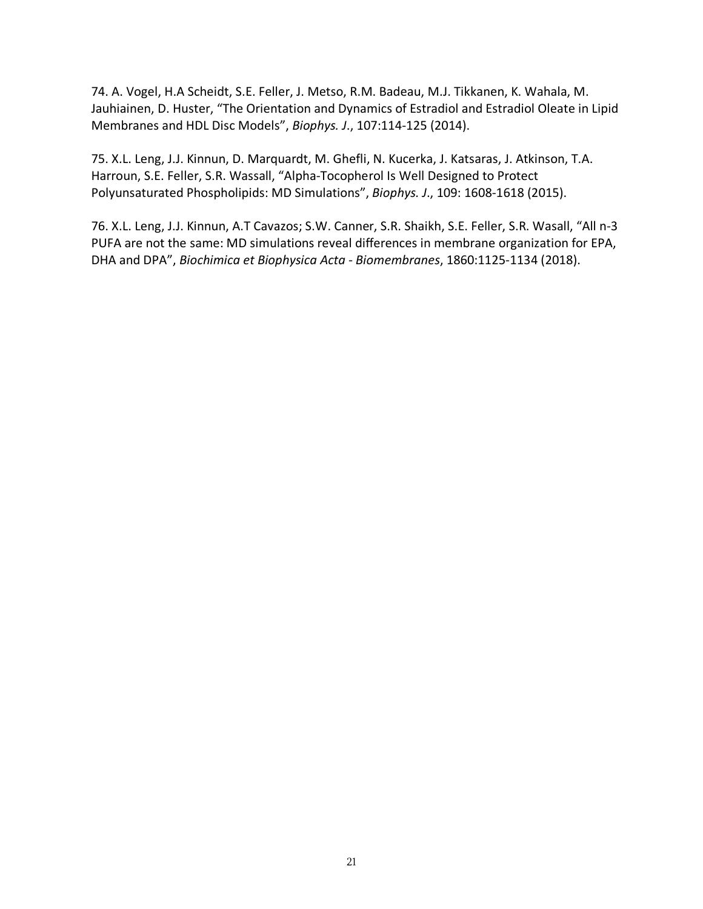74. A. Vogel, H.A Scheidt, S.E. Feller, J. Metso, R.M. Badeau, M.J. Tikkanen, K. Wahala, M. Jauhiainen, D. Huster, "The Orientation and Dynamics of Estradiol and Estradiol Oleate in Lipid Membranes and HDL Disc Models", *Biophys. J*., 107:114-125 (2014).

75. X.L. Leng, J.J. Kinnun, D. Marquardt, M. Ghefli, N. Kucerka, J. Katsaras, J. Atkinson, T.A. Harroun, S.E. Feller, S.R. Wassall, "Alpha-Tocopherol Is Well Designed to Protect Polyunsaturated Phospholipids: MD Simulations", *Biophys. J*., 109: 1608-1618 (2015).

76. X.L. Leng, J.J. Kinnun, A.T Cavazos; S.W. Canner, S.R. Shaikh, S.E. Feller, S.R. Wasall, "All n-3 PUFA are not the same: MD simulations reveal differences in membrane organization for EPA, DHA and DPA", *Biochimica et Biophysica Acta - Biomembranes*, 1860:1125-1134 (2018).